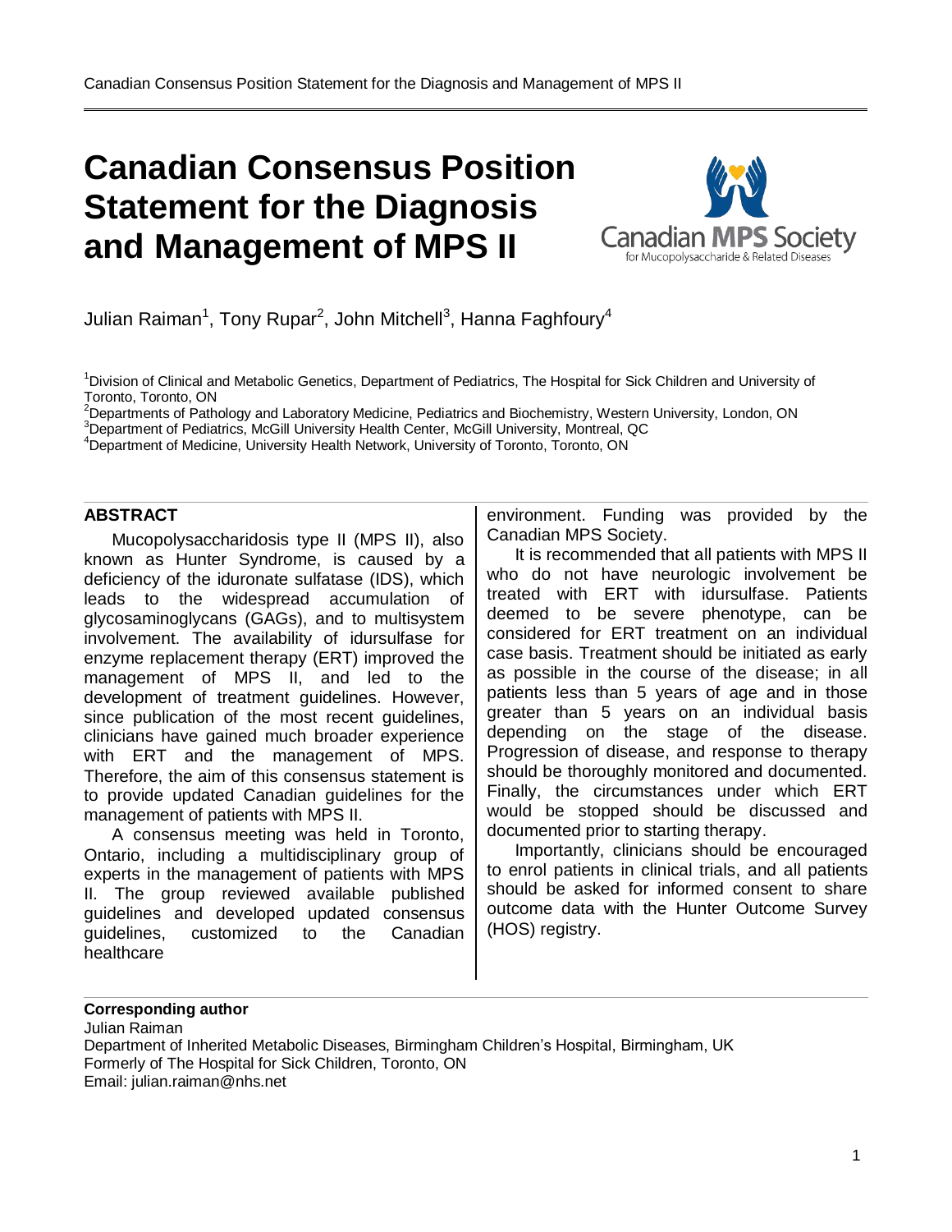# Canadian Consensus Position Statement for the Diagnosis and Management of MPS II

Canadian MPS Society for Mucopolysaccharide & Related Diseases

Julian Raiman[1], Tony Rupar[2], John Mitchell[3], Hanna Faghfoury[4]

[1]Division of Clinical and Metabolic Genetics, Department of Pediatrics, The Hospital for Sick Children and University of Toronto, Toronto, ON
[2]Departments of Pathology and Laboratory Medicine, Pediatrics and Biochemistry, Western University, London, ON
[3]Department of Pediatrics, McGill University Health Center, McGill University, Montreal, QC
[4]Department of Medicine, University Health Network, University of Toronto, Toronto, ON

## ABSTRACT

Mucopolysaccharidosis type II (MPS II), also known as Hunter Syndrome, is caused by a deficiency of the iduronate sulfatase (IDS), which leads to the widespread accumulation of glycosaminoglycans (GAGs), and to multisystem involvement. The availability of idursulfase for enzyme replacement therapy (ERT) improved the management of MPS II, and led to the development of treatment guidelines. However, since publication of the most recent guidelines, clinicians have gained much broader experience with ERT and the management of MPS. Therefore, the aim of this consensus statement is to provide updated Canadian guidelines for the management of patients with MPS II.

A consensus meeting was held in Toronto, Ontario, including a multidisciplinary group of experts in the management of patients with MPS II. The group reviewed available published guidelines and developed updated consensus guidelines, customized to the Canadian healthcare environment. Funding was provided by the Canadian MPS Society.

It is recommended that all patients with MPS II who do not have neurologic involvement be treated with ERT with idursulfase. Patients deemed to be severe phenotype, can be considered for ERT treatment on an individual case basis. Treatment should be initiated as early as possible in the course of the disease; in all patients less than 5 years of age and in those greater than 5 years on an individual basis depending on the stage of the disease. Progression of disease, and response to therapy should be thoroughly monitored and documented. Finally, the circumstances under which ERT would be stopped should be discussed and documented prior to starting therapy.

Importantly, clinicians should be encouraged to enrol patients in clinical trials, and all patients should be asked for informed consent to share outcome data with the Hunter Outcome Survey (HOS) registry.

**Corresponding author**
Julian Raiman
Department of Inherited Metabolic Diseases, Birmingham Children's Hospital, Birmingham, UK
Formerly of The Hospital for Sick Children, Toronto, ON
Email: julian.raiman@nhs.net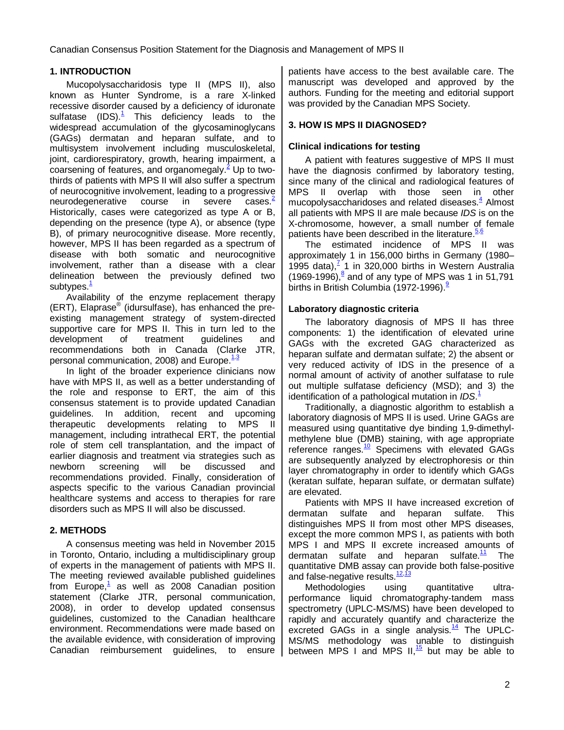## 1. INTRODUCTION

Mucopolysaccharidosis type II (MPS II), also known as Hunter Syndrome, is a rare X-linked recessive disorder caused by a deficiency of iduronate sulfatase (IDS).[1] This deficiency leads to the widespread accumulation of the glycosaminoglycans (GAGs) dermatan and heparan sulfate, and to multisystem involvement including musculoskeletal, joint, cardiorespiratory, growth, hearing impairment, a coarsening of features, and organomegaly.[2] Up to two-thirds of patients with MPS II will also suffer a spectrum of neurocognitive involvement, leading to a progressive neurodegenerative course in severe cases.[2] Historically, cases were categorized as type A or B, depending on the presence (type A), or absence (type B), of primary neurocognitive disease. More recently, however, MPS II has been regarded as a spectrum of disease with both somatic and neurocognitive involvement, rather than a disease with a clear delineation between the previously defined two subtypes.[1]

Availability of the enzyme replacement therapy (ERT), Elaprase® (idursulfase), has enhanced the pre-existing management strategy of system-directed supportive care for MPS II. This in turn led to the development of treatment guidelines and recommendations both in Canada (Clarke JTR, personal communication, 2008) and Europe.[1,3]

In light of the broader experience clinicians now have with MPS II, as well as a better understanding of the role and response to ERT, the aim of this consensus statement is to provide updated Canadian guidelines. In addition, recent and upcoming therapeutic developments relating to MPS II management, including intrathecal ERT, the potential role of stem cell transplantation, and the impact of earlier diagnosis and treatment via strategies such as newborn screening will be discussed and recommendations provided. Finally, consideration of aspects specific to the various Canadian provincial healthcare systems and access to therapies for rare disorders such as MPS II will also be discussed.

## 2. METHODS

A consensus meeting was held in November 2015 in Toronto, Ontario, including a multidisciplinary group of experts in the management of patients with MPS II. The meeting reviewed available published guidelines from Europe,[1] as well as 2008 Canadian position statement (Clarke JTR, personal communication, 2008), in order to develop updated consensus guidelines, customized to the Canadian healthcare environment. Recommendations were made based on the available evidence, with consideration of improving Canadian reimbursement guidelines, to ensure patients have access to the best available care. The manuscript was developed and approved by the authors. Funding for the meeting and editorial support was provided by the Canadian MPS Society.

## 3. HOW IS MPS II DIAGNOSED?

### Clinical indications for testing

A patient with features suggestive of MPS II must have the diagnosis confirmed by laboratory testing, since many of the clinical and radiological features of MPS II overlap with those seen in other mucopolysaccharidoses and related diseases.[4] Almost all patients with MPS II are male because *IDS* is on the X-chromosome, however, a small number of female patients have been described in the literature.[5,6]

The estimated incidence of MPS II was approximately 1 in 156,000 births in Germany (1980–1995 data),[7] 1 in 320,000 births in Western Australia (1969-1996),[8] and of any type of MPS was 1 in 51,791 births in British Columbia (1972-1996).[9]

### Laboratory diagnostic criteria

The laboratory diagnosis of MPS II has three components: 1) the identification of elevated urine GAGs with the excreted GAG characterized as heparan sulfate and dermatan sulfate; 2) the absent or very reduced activity of IDS in the presence of a normal amount of activity of another sulfatase to rule out multiple sulfatase deficiency (MSD); and 3) the identification of a pathological mutation in *IDS*.[1]

Traditionally, a diagnostic algorithm to establish a laboratory diagnosis of MPS II is used. Urine GAGs are measured using quantitative dye binding 1,9-dimethyl-methylene blue (DMB) staining, with age appropriate reference ranges.[10] Specimens with elevated GAGs are subsequently analyzed by electrophoresis or thin layer chromatography in order to identify which GAGs (keratan sulfate, heparan sulfate, or dermatan sulfate) are elevated.

Patients with MPS II have increased excretion of dermatan sulfate and heparan sulfate. This distinguishes MPS II from most other MPS diseases, except the more common MPS I, as patients with both MPS I and MPS II excrete increased amounts of dermatan sulfate and heparan sulfate.[11] The quantitative DMB assay can provide both false-positive and false-negative results.[12,13]

Methodologies using quantitative ultra-performance liquid chromatography-tandem mass spectrometry (UPLC-MS/MS) have been developed to rapidly and accurately quantify and characterize the excreted GAGs in a single analysis.[14] The UPLC-MS/MS methodology was unable to distinguish between MPS I and MPS II,[15] but may be able to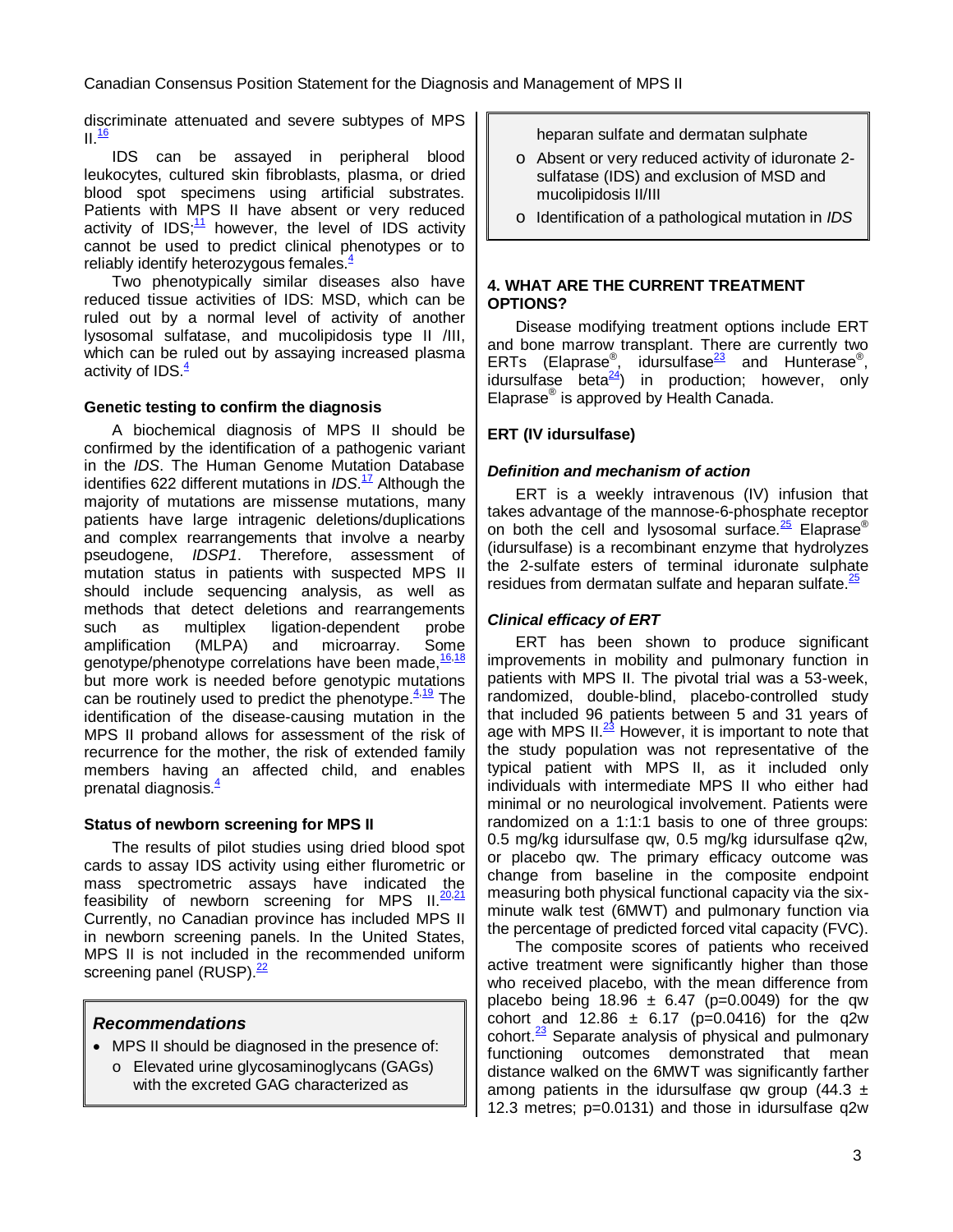discriminate attenuated and severe subtypes of MPS II.[16]

IDS can be assayed in peripheral blood leukocytes, cultured skin fibroblasts, plasma, or dried blood spot specimens using artificial substrates. Patients with MPS II have absent or very reduced activity of IDS;[11] however, the level of IDS activity cannot be used to predict clinical phenotypes or to reliably identify heterozygous females.[4]

Two phenotypically similar diseases also have reduced tissue activities of IDS: MSD, which can be ruled out by a normal level of activity of another lysosomal sulfatase, and mucolipidosis type II /III, which can be ruled out by assaying increased plasma activity of IDS.[4]

### Genetic testing to confirm the diagnosis

A biochemical diagnosis of MPS II should be confirmed by the identification of a pathogenic variant in the *IDS*. The Human Genome Mutation Database identifies 622 different mutations in *IDS*.[17] Although the majority of mutations are missense mutations, many patients have large intragenic deletions/duplications and complex rearrangements that involve a nearby pseudogene, *IDSP1*. Therefore, assessment of mutation status in patients with suspected MPS II should include sequencing analysis, as well as methods that detect deletions and rearrangements such as multiplex ligation-dependent probe amplification (MLPA) and microarray. Some genotype/phenotype correlations have been made,[16,18] but more work is needed before genotypic mutations can be routinely used to predict the phenotype.[4,19] The identification of the disease-causing mutation in the MPS II proband allows for assessment of the risk of recurrence for the mother, the risk of extended family members having an affected child, and enables prenatal diagnosis.[4]

### Status of newborn screening for MPS II

The results of pilot studies using dried blood spot cards to assay IDS activity using either flurometric or mass spectrometric assays have indicated the feasibility of newborn screening for MPS II.[20,21] Currently, no Canadian province has included MPS II in newborn screening panels. In the United States, MPS II is not included in the recommended uniform screening panel (RUSP).[22]

> ***Recommendations***
>
> - MPS II should be diagnosed in the presence of:
>   - Elevated urine glycosaminoglycans (GAGs) with the excreted GAG characterized as heparan sulfate and dermatan sulphate
>   - Absent or very reduced activity of iduronate 2-sulfatase (IDS) and exclusion of MSD and mucolipidosis II/III
>   - Identification of a pathological mutation in *IDS*

## 4. WHAT ARE THE CURRENT TREATMENT OPTIONS?

Disease modifying treatment options include ERT and bone marrow transplant. There are currently two ERTs (Elaprase®, idursulfase[23] and Hunterase®, idursulfase beta[24]) in production; however, only Elaprase® is approved by Health Canada.

### ERT (IV idursulfase)

#### *Definition and mechanism of action*

ERT is a weekly intravenous (IV) infusion that takes advantage of the mannose-6-phosphate receptor on both the cell and lysosomal surface.[25] Elaprase® (idursulfase) is a recombinant enzyme that hydrolyzes the 2-sulfate esters of terminal iduronate sulphate residues from dermatan sulfate and heparan sulfate.[25]

#### *Clinical efficacy of ERT*

ERT has been shown to produce significant improvements in mobility and pulmonary function in patients with MPS II. The pivotal trial was a 53-week, randomized, double-blind, placebo-controlled study that included 96 patients between 5 and 31 years of age with MPS II.[23] However, it is important to note that the study population was not representative of the typical patient with MPS II, as it included only individuals with intermediate MPS II who either had minimal or no neurological involvement. Patients were randomized on a 1:1:1 basis to one of three groups: 0.5 mg/kg idursulfase qw, 0.5 mg/kg idursulfase q2w, or placebo qw. The primary efficacy outcome was change from baseline in the composite endpoint measuring both physical functional capacity via the six-minute walk test (6MWT) and pulmonary function via the percentage of predicted forced vital capacity (FVC).

The composite scores of patients who received active treatment were significantly higher than those who received placebo, with the mean difference from placebo being $18.96 \pm 6.47$ ($p=0.0049$) for the qw cohort and $12.86 \pm 6.17$ ($p=0.0416$) for the q2w cohort.[23] Separate analysis of physical and pulmonary functioning outcomes demonstrated that mean distance walked on the 6MWT was significantly farther among patients in the idursulfase qw group ($44.3 \pm 12.3$ metres; $p=0.0131$) and those in idursulfase q2w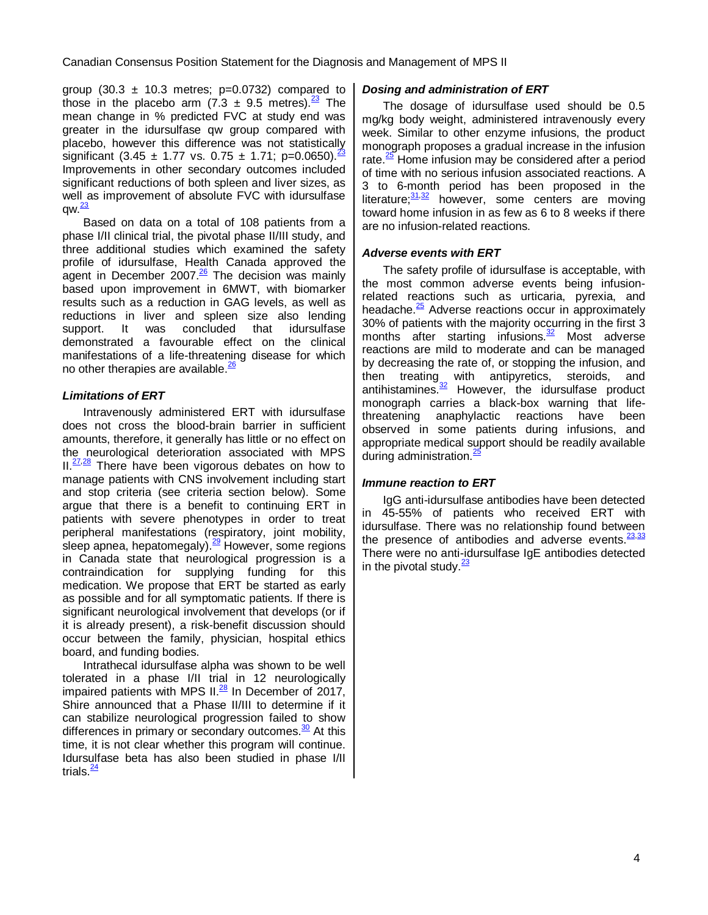group (30.3 ± 10.3 metres; p=0.0732) compared to those in the placebo arm (7.3 ± 9.5 metres).[23] The mean change in % predicted FVC at study end was greater in the idursulfase qw group compared with placebo, however this difference was not statistically significant (3.45 ± 1.77 vs. 0.75 ± 1.71; p=0.0650).[23] Improvements in other secondary outcomes included significant reductions of both spleen and liver sizes, as well as improvement of absolute FVC with idursulfase qw.[23]

Based on data on a total of 108 patients from a phase I/II clinical trial, the pivotal phase II/III study, and three additional studies which examined the safety profile of idursulfase, Health Canada approved the agent in December 2007.[26] The decision was mainly based upon improvement in 6MWT, with biomarker results such as a reduction in GAG levels, as well as reductions in liver and spleen size also lending support. It was concluded that idursulfase demonstrated a favourable effect on the clinical manifestations of a life-threatening disease for which no other therapies are available.[26]

### *Limitations of ERT*

Intravenously administered ERT with idursulfase does not cross the blood-brain barrier in sufficient amounts, therefore, it generally has little or no effect on the neurological deterioration associated with MPS II.[27,28] There have been vigorous debates on how to manage patients with CNS involvement including start and stop criteria (see criteria section below). Some argue that there is a benefit to continuing ERT in patients with severe phenotypes in order to treat peripheral manifestations (respiratory, joint mobility, sleep apnea, hepatomegaly).[29] However, some regions in Canada state that neurological progression is a contraindication for supplying funding for this medication. We propose that ERT be started as early as possible and for all symptomatic patients. If there is significant neurological involvement that develops (or if it is already present), a risk-benefit discussion should occur between the family, physician, hospital ethics board, and funding bodies.

Intrathecal idursulfase alpha was shown to be well tolerated in a phase I/II trial in 12 neurologically impaired patients with MPS II.[28] In December of 2017, Shire announced that a Phase II/III to determine if it can stabilize neurological progression failed to show differences in primary or secondary outcomes.[30] At this time, it is not clear whether this program will continue. Idursulfase beta has also been studied in phase I/II trials.[24]

### *Dosing and administration of ERT*

The dosage of idursulfase used should be 0.5 mg/kg body weight, administered intravenously every week. Similar to other enzyme infusions, the product monograph proposes a gradual increase in the infusion rate.[25] Home infusion may be considered after a period of time with no serious infusion associated reactions. A 3 to 6-month period has been proposed in the literature;[31,32] however, some centers are moving toward home infusion in as few as 6 to 8 weeks if there are no infusion-related reactions.

### *Adverse events with ERT*

The safety profile of idursulfase is acceptable, with the most common adverse events being infusion-related reactions such as urticaria, pyrexia, and headache.[25] Adverse reactions occur in approximately 30% of patients with the majority occurring in the first 3 months after starting infusions.[32] Most adverse reactions are mild to moderate and can be managed by decreasing the rate of, or stopping the infusion, and then treating with antipyretics, steroids, and antihistamines.[32] However, the idursulfase product monograph carries a black-box warning that life-threatening anaphylactic reactions have been observed in some patients during infusions, and appropriate medical support should be readily available during administration.[25]

### *Immune reaction to ERT*

IgG anti-idursulfase antibodies have been detected in 45-55% of patients who received ERT with idursulfase. There was no relationship found between the presence of antibodies and adverse events.[23,33] There were no anti-idursulfase IgE antibodies detected in the pivotal study.[23]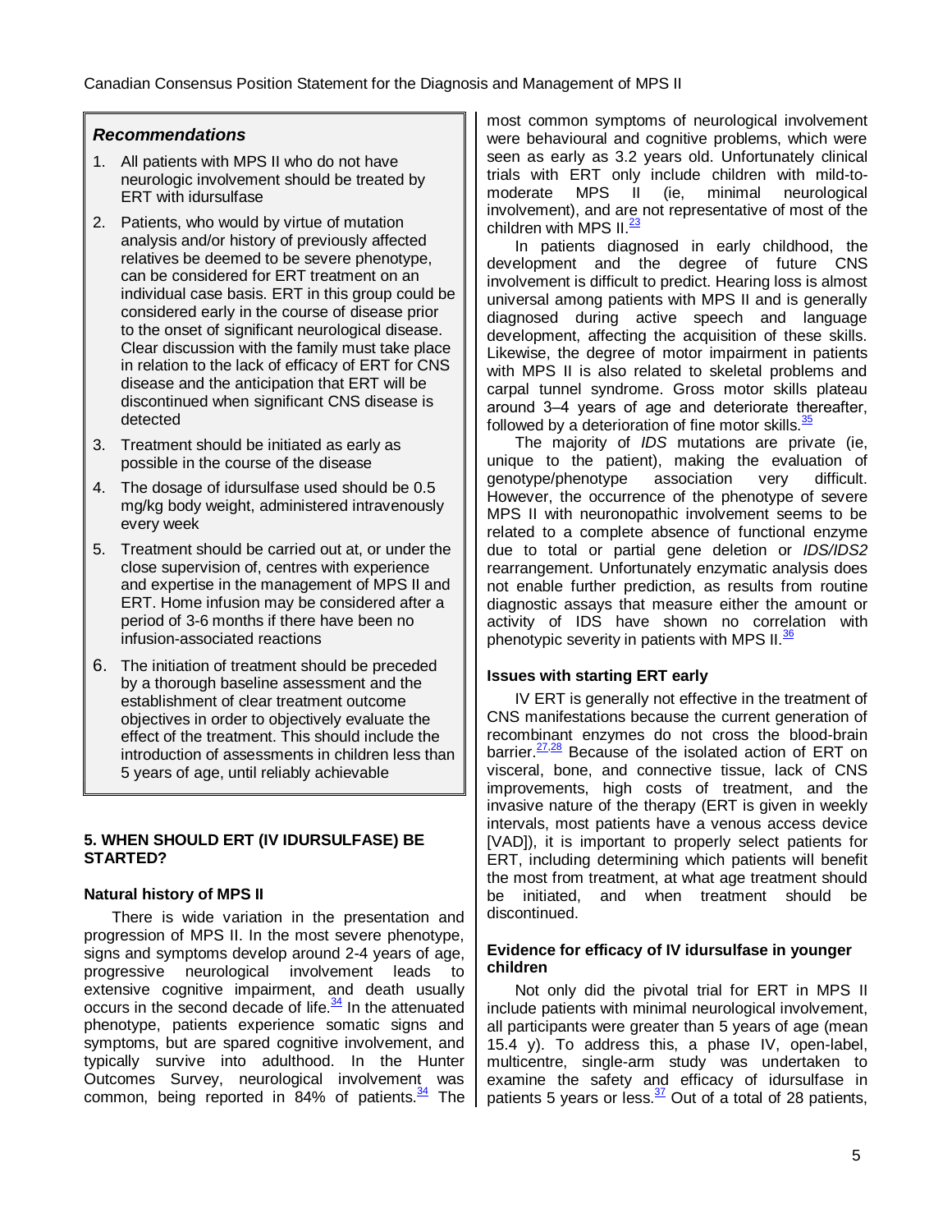### *Recommendations*

1. All patients with MPS II who do not have neurologic involvement should be treated by ERT with idursulfase
2. Patients, who would by virtue of mutation analysis and/or history of previously affected relatives be deemed to be severe phenotype, can be considered for ERT treatment on an individual case basis. ERT in this group could be considered early in the course of disease prior to the onset of significant neurological disease. Clear discussion with the family must take place in relation to the lack of efficacy of ERT for CNS disease and the anticipation that ERT will be discontinued when significant CNS disease is detected
3. Treatment should be initiated as early as possible in the course of the disease
4. The dosage of idursulfase used should be 0.5 mg/kg body weight, administered intravenously every week
5. Treatment should be carried out at, or under the close supervision of, centres with experience and expertise in the management of MPS II and ERT. Home infusion may be considered after a period of 3-6 months if there have been no infusion-associated reactions
6. The initiation of treatment should be preceded by a thorough baseline assessment and the establishment of clear treatment outcome objectives in order to objectively evaluate the effect of the treatment. This should include the introduction of assessments in children less than 5 years of age, until reliably achievable

## 5. WHEN SHOULD ERT (IV IDURSULFASE) BE STARTED?

### Natural history of MPS II

There is wide variation in the presentation and progression of MPS II. In the most severe phenotype, signs and symptoms develop around 2-4 years of age, progressive neurological involvement leads to extensive cognitive impairment, and death usually occurs in the second decade of life.[34] In the attenuated phenotype, patients experience somatic signs and symptoms, but are spared cognitive involvement, and typically survive into adulthood. In the Hunter Outcomes Survey, neurological involvement was common, being reported in 84% of patients.[34] The most common symptoms of neurological involvement were behavioural and cognitive problems, which were seen as early as 3.2 years old. Unfortunately clinical trials with ERT only include children with mild-to-moderate MPS II (ie, minimal neurological involvement), and are not representative of most of the children with MPS II.[23]

In patients diagnosed in early childhood, the development and the degree of future CNS involvement is difficult to predict. Hearing loss is almost universal among patients with MPS II and is generally diagnosed during active speech and language development, affecting the acquisition of these skills. Likewise, the degree of motor impairment in patients with MPS II is also related to skeletal problems and carpal tunnel syndrome. Gross motor skills plateau around 3–4 years of age and deteriorate thereafter, followed by a deterioration of fine motor skills.[35]

The majority of *IDS* mutations are private (ie, unique to the patient), making the evaluation of genotype/phenotype association very difficult. However, the occurrence of the phenotype of severe MPS II with neuronopathic involvement seems to be related to a complete absence of functional enzyme due to total or partial gene deletion or *IDS/IDS2* rearrangement. Unfortunately enzymatic analysis does not enable further prediction, as results from routine diagnostic assays that measure either the amount or activity of IDS have shown no correlation with phenotypic severity in patients with MPS II.[36]

### Issues with starting ERT early

IV ERT is generally not effective in the treatment of CNS manifestations because the current generation of recombinant enzymes do not cross the blood-brain barrier.[27,28] Because of the isolated action of ERT on visceral, bone, and connective tissue, lack of CNS improvements, high costs of treatment, and the invasive nature of the therapy (ERT is given in weekly intervals, most patients have a venous access device [VAD]), it is important to properly select patients for ERT, including determining which patients will benefit the most from treatment, at what age treatment should be initiated, and when treatment should be discontinued.

### Evidence for efficacy of IV idursulfase in younger children

Not only did the pivotal trial for ERT in MPS II include patients with minimal neurological involvement, all participants were greater than 5 years of age (mean 15.4 y). To address this, a phase IV, open-label, multicentre, single-arm study was undertaken to examine the safety and efficacy of idursulfase in patients 5 years or less.[37] Out of a total of 28 patients,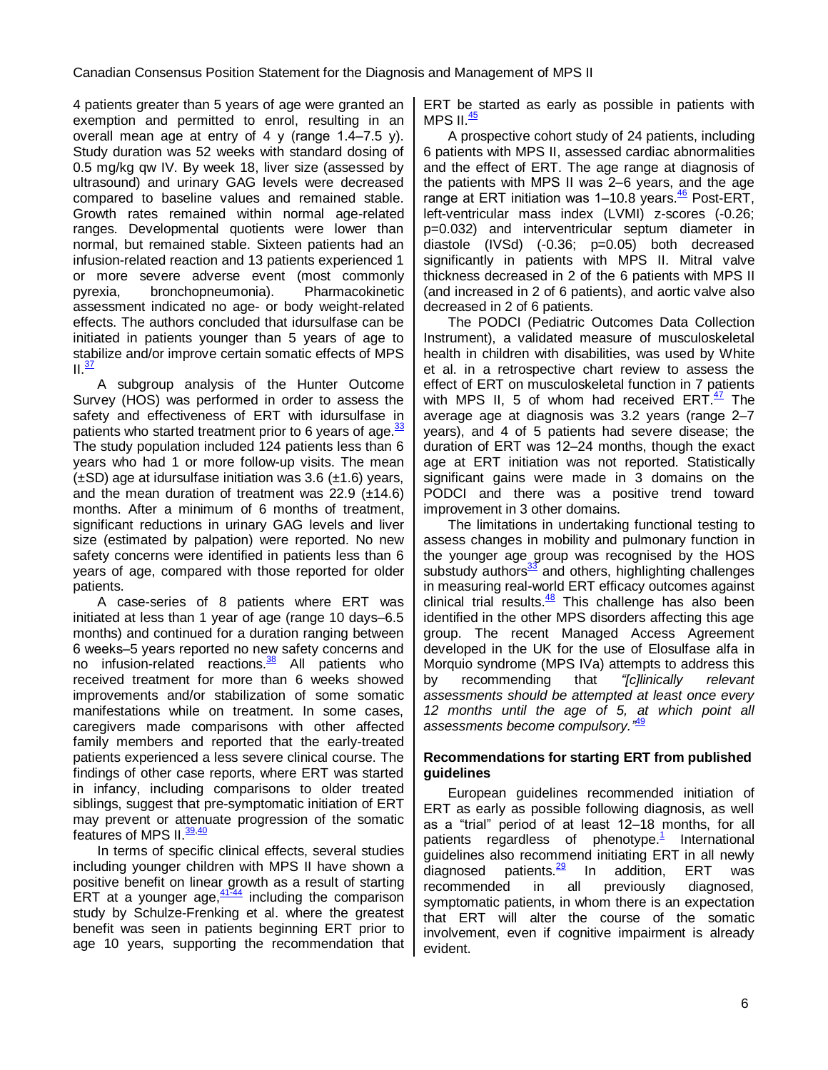4 patients greater than 5 years of age were granted an exemption and permitted to enrol, resulting in an overall mean age at entry of 4 y (range 1.4–7.5 y). Study duration was 52 weeks with standard dosing of 0.5 mg/kg qw IV. By week 18, liver size (assessed by ultrasound) and urinary GAG levels were decreased compared to baseline values and remained stable. Growth rates remained within normal age-related ranges. Developmental quotients were lower than normal, but remained stable. Sixteen patients had an infusion-related reaction and 13 patients experienced 1 or more severe adverse event (most commonly pyrexia, bronchopneumonia). Pharmacokinetic assessment indicated no age- or body weight-related effects. The authors concluded that idursulfase can be initiated in patients younger than 5 years of age to stabilize and/or improve certain somatic effects of MPS II.[37]

A subgroup analysis of the Hunter Outcome Survey (HOS) was performed in order to assess the safety and effectiveness of ERT with idursulfase in patients who started treatment prior to 6 years of age.[33] The study population included 124 patients less than 6 years who had 1 or more follow-up visits. The mean (±SD) age at idursulfase initiation was 3.6 (±1.6) years, and the mean duration of treatment was 22.9 (±14.6) months. After a minimum of 6 months of treatment, significant reductions in urinary GAG levels and liver size (estimated by palpation) were reported. No new safety concerns were identified in patients less than 6 years of age, compared with those reported for older patients.

A case-series of 8 patients where ERT was initiated at less than 1 year of age (range 10 days–6.5 months) and continued for a duration ranging between 6 weeks–5 years reported no new safety concerns and no infusion-related reactions.[38] All patients who received treatment for more than 6 weeks showed improvements and/or stabilization of some somatic manifestations while on treatment. In some cases, caregivers made comparisons with other affected family members and reported that the early-treated patients experienced a less severe clinical course. The findings of other case reports, where ERT was started in infancy, including comparisons to older treated siblings, suggest that pre-symptomatic initiation of ERT may prevent or attenuate progression of the somatic features of MPS II.[39,40]

In terms of specific clinical effects, several studies including younger children with MPS II have shown a positive benefit on linear growth as a result of starting ERT at a younger age,[41-44] including the comparison study by Schulze-Frenking et al. where the greatest benefit was seen in patients beginning ERT prior to age 10 years, supporting the recommendation that ERT be started as early as possible in patients with MPS II.[45]

A prospective cohort study of 24 patients, including 6 patients with MPS II, assessed cardiac abnormalities and the effect of ERT. The age range at diagnosis of the patients with MPS II was 2–6 years, and the age range at ERT initiation was 1–10.8 years.[46] Post-ERT, left-ventricular mass index (LVMI) z-scores (-0.26; p=0.032) and interventricular septum diameter in diastole (IVSd) (-0.36; p=0.05) both decreased significantly in patients with MPS II. Mitral valve thickness decreased in 2 of the 6 patients with MPS II (and increased in 2 of 6 patients), and aortic valve also decreased in 2 of 6 patients.

The PODCI (Pediatric Outcomes Data Collection Instrument), a validated measure of musculoskeletal health in children with disabilities, was used by White et al. in a retrospective chart review to assess the effect of ERT on musculoskeletal function in 7 patients with MPS II, 5 of whom had received ERT.[47] The average age at diagnosis was 3.2 years (range 2–7 years), and 4 of 5 patients had severe disease; the duration of ERT was 12–24 months, though the exact age at ERT initiation was not reported. Statistically significant gains were made in 3 domains on the PODCI and there was a positive trend toward improvement in 3 other domains.

The limitations in undertaking functional testing to assess changes in mobility and pulmonary function in the younger age group was recognised by the HOS substudy authors[33] and others, highlighting challenges in measuring real-world ERT efficacy outcomes against clinical trial results.[48] This challenge has also been identified in the other MPS disorders affecting this age group. The recent Managed Access Agreement developed in the UK for the use of Elosulfase alfa in Morquio syndrome (MPS IVa) attempts to address this by recommending that *"[c]linically relevant assessments should be attempted at least once every 12 months until the age of 5, at which point all assessments become compulsory."*[49]

### Recommendations for starting ERT from published guidelines

European guidelines recommended initiation of ERT as early as possible following diagnosis, as well as a "trial" period of at least 12–18 months, for all patients regardless of phenotype.[1] International guidelines also recommend initiating ERT in all newly diagnosed patients.[29] In addition, ERT was recommended in all previously diagnosed, symptomatic patients, in whom there is an expectation that ERT will alter the course of the somatic involvement, even if cognitive impairment is already evident.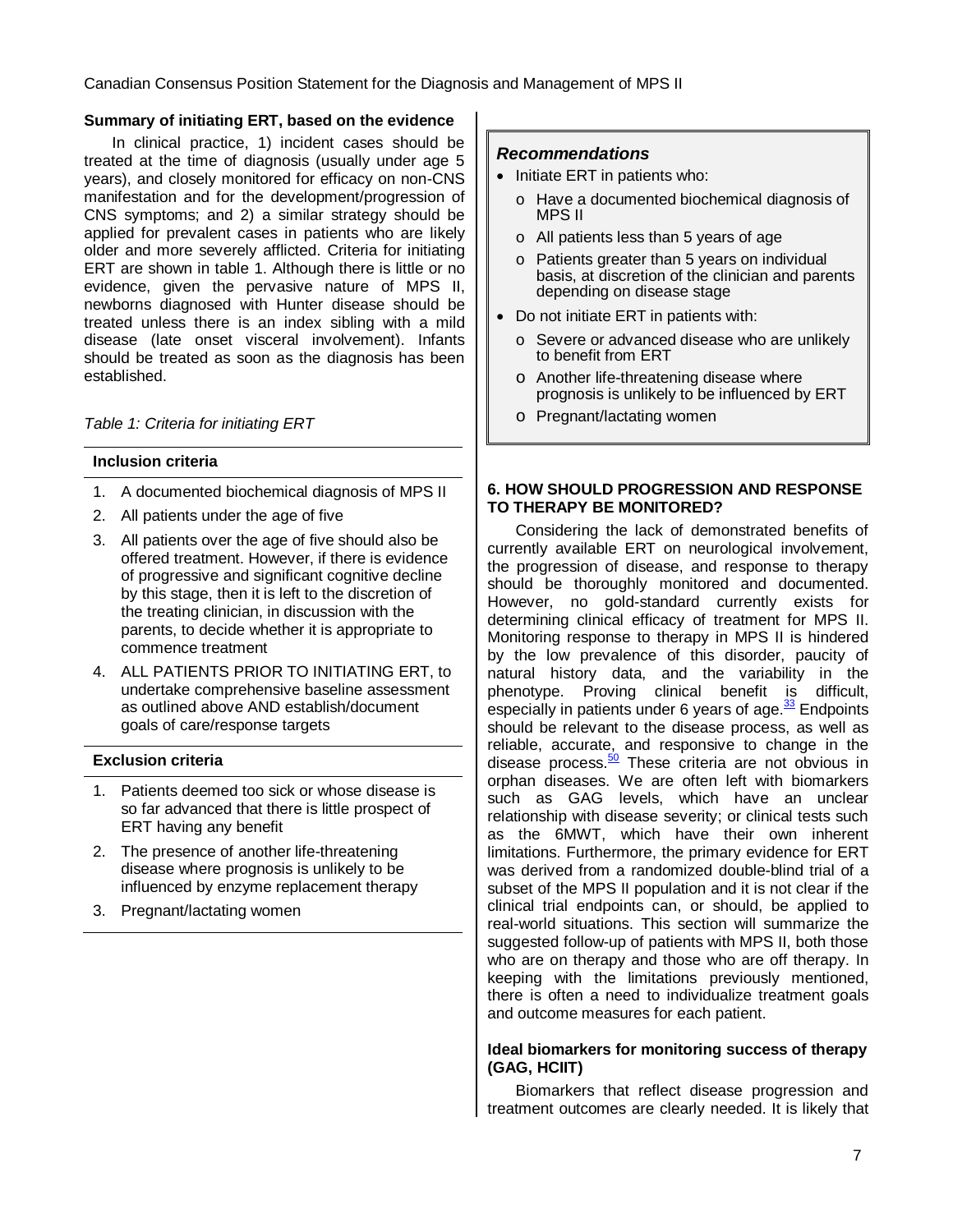**Summary of initiating ERT, based on the evidence**

In clinical practice, 1) incident cases should be treated at the time of diagnosis (usually under age 5 years), and closely monitored for efficacy on non-CNS manifestation and for the development/progression of CNS symptoms; and 2) a similar strategy should be applied for prevalent cases in patients who are likely older and more severely afflicted. Criteria for initiating ERT are shown in table 1. Although there is little or no evidence, given the pervasive nature of MPS II, newborns diagnosed with Hunter disease should be treated unless there is an index sibling with a mild disease (late onset visceral involvement). Infants should be treated as soon as the diagnosis has been established.

*Table 1: Criteria for initiating ERT*

**Inclusion criteria**

1. A documented biochemical diagnosis of MPS II
2. All patients under the age of five
3. All patients over the age of five should also be offered treatment. However, if there is evidence of progressive and significant cognitive decline by this stage, then it is left to the discretion of the treating clinician, in discussion with the parents, to decide whether it is appropriate to commence treatment
4. ALL PATIENTS PRIOR TO INITIATING ERT, to undertake comprehensive baseline assessment as outlined above AND establish/document goals of care/response targets

**Exclusion criteria**

1. Patients deemed too sick or whose disease is so far advanced that there is little prospect of ERT having any benefit
2. The presence of another life-threatening disease where prognosis is unlikely to be influenced by enzyme replacement therapy
3. Pregnant/lactating women

***Recommendations***

- Initiate ERT in patients who:
  - Have a documented biochemical diagnosis of MPS II
  - All patients less than 5 years of age
  - Patients greater than 5 years on individual basis, at discretion of the clinician and parents depending on disease stage
- Do not initiate ERT in patients with:
  - Severe or advanced disease who are unlikely to benefit from ERT
  - Another life-threatening disease where prognosis is unlikely to be influenced by ERT
  - Pregnant/lactating women

**6. HOW SHOULD PROGRESSION AND RESPONSE TO THERAPY BE MONITORED?**

Considering the lack of demonstrated benefits of currently available ERT on neurological involvement, the progression of disease, and response to therapy should be thoroughly monitored and documented. However, no gold-standard currently exists for determining clinical efficacy of treatment for MPS II. Monitoring response to therapy in MPS II is hindered by the low prevalence of this disorder, paucity of natural history data, and the variability in the phenotype. Proving clinical benefit is difficult, especially in patients under 6 years of age.[33] Endpoints should be relevant to the disease process, as well as reliable, accurate, and responsive to change in the disease process.[50] These criteria are not obvious in orphan diseases. We are often left with biomarkers such as GAG levels, which have an unclear relationship with disease severity; or clinical tests such as the 6MWT, which have their own inherent limitations. Furthermore, the primary evidence for ERT was derived from a randomized double-blind trial of a subset of the MPS II population and it is not clear if the clinical trial endpoints can, or should, be applied to real-world situations. This section will summarize the suggested follow-up of patients with MPS II, both those who are on therapy and those who are off therapy. In keeping with the limitations previously mentioned, there is often a need to individualize treatment goals and outcome measures for each patient.

**Ideal biomarkers for monitoring success of therapy (GAG, HCIIT)**

Biomarkers that reflect disease progression and treatment outcomes are clearly needed. It is likely that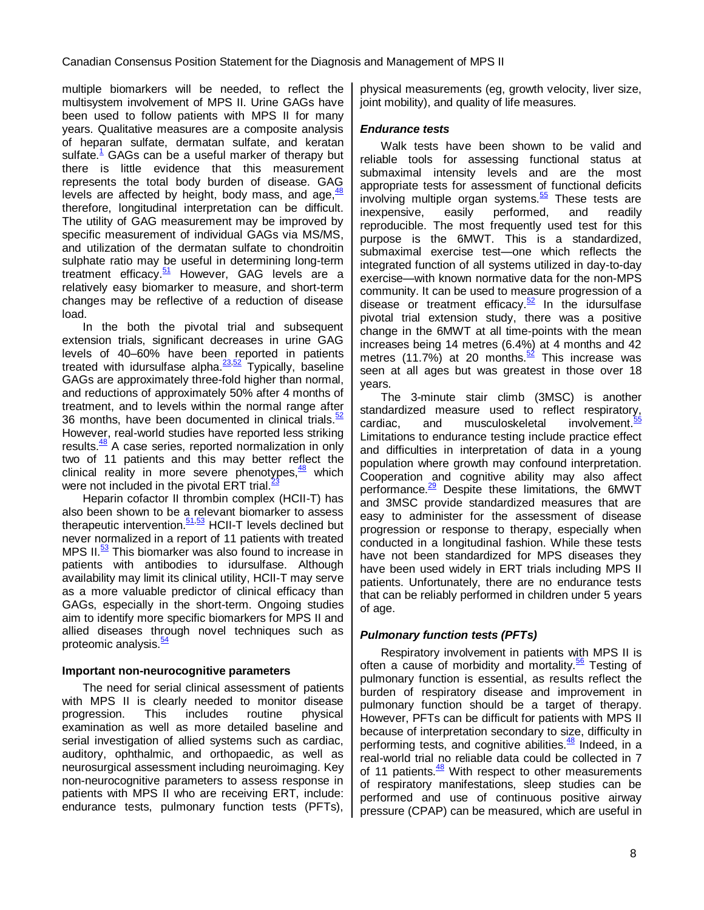multiple biomarkers will be needed, to reflect the multisystem involvement of MPS II. Urine GAGs have been used to follow patients with MPS II for many years. Qualitative measures are a composite analysis of heparan sulfate, dermatan sulfate, and keratan sulfate.[1] GAGs can be a useful marker of therapy but there is little evidence that this measurement represents the total body burden of disease. GAG levels are affected by height, body mass, and age,[48] therefore, longitudinal interpretation can be difficult. The utility of GAG measurement may be improved by specific measurement of individual GAGs via MS/MS, and utilization of the dermatan sulfate to chondroitin sulphate ratio may be useful in determining long-term treatment efficacy.[51] However, GAG levels are a relatively easy biomarker to measure, and short-term changes may be reflective of a reduction of disease load.

In the both the pivotal trial and subsequent extension trials, significant decreases in urine GAG levels of 40–60% have been reported in patients treated with idursulfase alpha.[23,52] Typically, baseline GAGs are approximately three-fold higher than normal, and reductions of approximately 50% after 4 months of treatment, and to levels within the normal range after 36 months, have been documented in clinical trials.[52] However, real-world studies have reported less striking results.[48] A case series, reported normalization in only two of 11 patients and this may better reflect the clinical reality in more severe phenotypes,[48] which were not included in the pivotal ERT trial.[23]

Heparin cofactor II thrombin complex (HCII-T) has also been shown to be a relevant biomarker to assess therapeutic intervention.[51,53] HCII-T levels declined but never normalized in a report of 11 patients with treated MPS II.[53] This biomarker was also found to increase in patients with antibodies to idursulfase. Although availability may limit its clinical utility, HCII-T may serve as a more valuable predictor of clinical efficacy than GAGs, especially in the short-term. Ongoing studies aim to identify more specific biomarkers for MPS II and allied diseases through novel techniques such as proteomic analysis.[54]

### Important non-neurocognitive parameters

The need for serial clinical assessment of patients with MPS II is clearly needed to monitor disease progression. This includes routine physical examination as well as more detailed baseline and serial investigation of allied systems such as cardiac, auditory, ophthalmic, and orthopaedic, as well as neurosurgical assessment including neuroimaging. Key non-neurocognitive parameters to assess response in patients with MPS II who are receiving ERT, include: endurance tests, pulmonary function tests (PFTs), physical measurements (eg, growth velocity, liver size, joint mobility), and quality of life measures.

#### *Endurance tests*

Walk tests have been shown to be valid and reliable tools for assessing functional status at submaximal intensity levels and are the most appropriate tests for assessment of functional deficits involving multiple organ systems.[55] These tests are inexpensive, easily performed, and readily reproducible. The most frequently used test for this purpose is the 6MWT. This is a standardized, submaximal exercise test—one which reflects the integrated function of all systems utilized in day-to-day exercise—with known normative data for the non-MPS community. It can be used to measure progression of a disease or treatment efficacy.[52] In the idursulfase pivotal trial extension study, there was a positive change in the 6MWT at all time-points with the mean increases being 14 metres (6.4%) at 4 months and 42 metres (11.7%) at 20 months.[52] This increase was seen at all ages but was greatest in those over 18 years.

The 3-minute stair climb (3MSC) is another standardized measure used to reflect respiratory, cardiac, and musculoskeletal involvement.[55] Limitations to endurance testing include practice effect and difficulties in interpretation of data in a young population where growth may confound interpretation. Cooperation and cognitive ability may also affect performance.[29] Despite these limitations, the 6MWT and 3MSC provide standardized measures that are easy to administer for the assessment of disease progression or response to therapy, especially when conducted in a longitudinal fashion. While these tests have not been standardized for MPS diseases they have been used widely in ERT trials including MPS II patients. Unfortunately, there are no endurance tests that can be reliably performed in children under 5 years of age.

#### *Pulmonary function tests (PFTs)*

Respiratory involvement in patients with MPS II is often a cause of morbidity and mortality.[56] Testing of pulmonary function is essential, as results reflect the burden of respiratory disease and improvement in pulmonary function should be a target of therapy. However, PFTs can be difficult for patients with MPS II because of interpretation secondary to size, difficulty in performing tests, and cognitive abilities.[48] Indeed, in a real-world trial no reliable data could be collected in 7 of 11 patients.[48] With respect to other measurements of respiratory manifestations, sleep studies can be performed and use of continuous positive airway pressure (CPAP) can be measured, which are useful in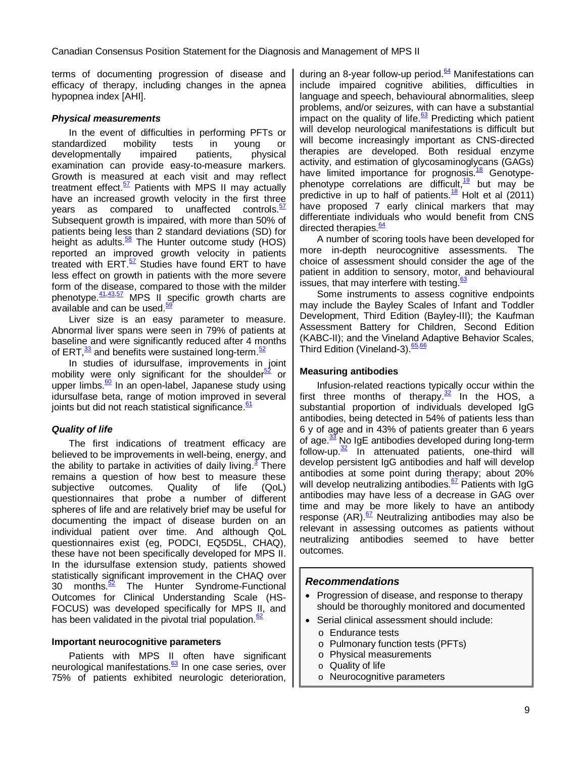terms of documenting progression of disease and efficacy of therapy, including changes in the apnea hypopnea index [AHI].

### *Physical measurements*

In the event of difficulties in performing PFTs or standardized mobility tests in young or developmentally impaired patients, physical examination can provide easy-to-measure markers. Growth is measured at each visit and may reflect treatment effect.[57] Patients with MPS II may actually have an increased growth velocity in the first three years as compared to unaffected controls.[57] Subsequent growth is impaired, with more than 50% of patients being less than 2 standard deviations (SD) for height as adults.[58] The Hunter outcome study (HOS) reported an improved growth velocity in patients treated with ERT.[57] Studies have found ERT to have less effect on growth in patients with the more severe form of the disease, compared to those with the milder phenotype.[41,43,57] MPS II specific growth charts are available and can be used.[59]

Liver size is an easy parameter to measure. Abnormal liver spans were seen in 79% of patients at baseline and were significantly reduced after 4 months of ERT,[33] and benefits were sustained long-term.[52]

In studies of idursulfase, improvements in joint mobility were only significant for the shoulder[52] or upper limbs.[60] In an open-label, Japanese study using idursulfase beta, range of motion improved in several joints but did not reach statistical significance.[61]

### *Quality of life*

The first indications of treatment efficacy are believed to be improvements in well-being, energy, and the ability to partake in activities of daily living.[3] There remains a question of how best to measure these subjective outcomes. Quality of life (QoL) questionnaires that probe a number of different spheres of life and are relatively brief may be useful for documenting the impact of disease burden on an individual patient over time. And although QoL questionnaires exist (eg, PODCI, EQ5D5L, CHAQ), these have not been specifically developed for MPS II. In the idursulfase extension study, patients showed statistically significant improvement in the CHAQ over 30 months.[52] The Hunter Syndrome-Functional Outcomes for Clinical Understanding Scale (HS-FOCUS) was developed specifically for MPS II, and has been validated in the pivotal trial population.[62]

### Important neurocognitive parameters

Patients with MPS II often have significant neurological manifestations.[63] In one case series, over 75% of patients exhibited neurologic deterioration, during an 8-year follow-up period.[64] Manifestations can include impaired cognitive abilities, difficulties in language and speech, behavioural abnormalities, sleep problems, and/or seizures, with can have a substantial impact on the quality of life.[63] Predicting which patient will develop neurological manifestations is difficult but will become increasingly important as CNS-directed therapies are developed. Both residual enzyme activity, and estimation of glycosaminoglycans (GAGs) have limited importance for prognosis.[18] Genotype-phenotype correlations are difficult,[19] but may be predictive in up to half of patients.[18] Holt et al (2011) have proposed 7 early clinical markers that may differentiate individuals who would benefit from CNS directed therapies.[64]

A number of scoring tools have been developed for more in-depth neurocognitive assessments. The choice of assessment should consider the age of the patient in addition to sensory, motor, and behavioural issues, that may interfere with testing.[63]

Some instruments to assess cognitive endpoints may include the Bayley Scales of Infant and Toddler Development, Third Edition (Bayley-III); the Kaufman Assessment Battery for Children, Second Edition (KABC-II); and the Vineland Adaptive Behavior Scales, Third Edition (Vineland-3).[65,66]

### Measuring antibodies

Infusion-related reactions typically occur within the first three months of therapy.[32] In the HOS, a substantial proportion of individuals developed IgG antibodies, being detected in 54% of patients less than 6 y of age and in 43% of patients greater than 6 years of age.[33] No IgE antibodies developed during long-term follow-up.[32] In attenuated patients, one-third will develop persistent IgG antibodies and half will develop antibodies at some point during therapy; about 20% will develop neutralizing antibodies.[67] Patients with IgG antibodies may have less of a decrease in GAG over time and may be more likely to have an antibody response (AR).[67] Neutralizing antibodies may also be relevant in assessing outcomes as patients without neutralizing antibodies seemed to have better outcomes.

> ### *Recommendations*
> - Progression of disease, and response to therapy should be thoroughly monitored and documented
> - Serial clinical assessment should include:
>   - Endurance tests
>   - Pulmonary function tests (PFTs)
>   - Physical measurements
>   - Quality of life
>   - Neurocognitive parameters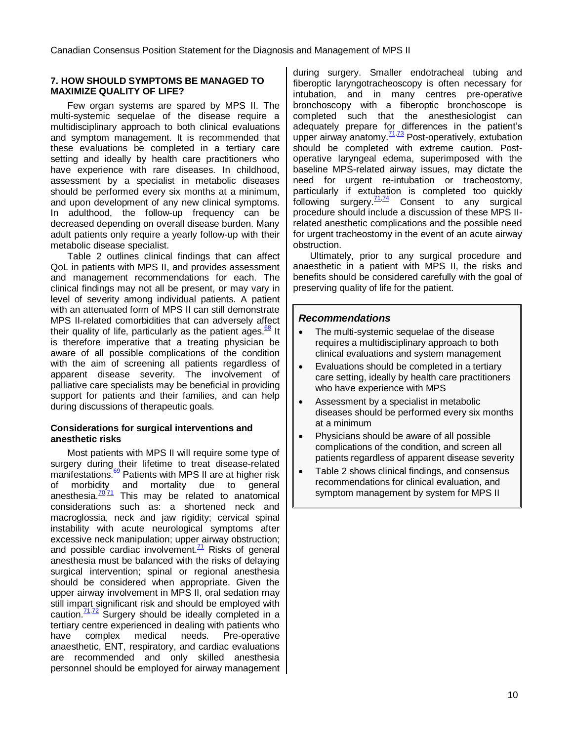## 7. HOW SHOULD SYMPTOMS BE MANAGED TO MAXIMIZE QUALITY OF LIFE?

Few organ systems are spared by MPS II. The multi-systemic sequelae of the disease require a multidisciplinary approach to both clinical evaluations and symptom management. It is recommended that these evaluations be completed in a tertiary care setting and ideally by health care practitioners who have experience with rare diseases. In childhood, assessment by a specialist in metabolic diseases should be performed every six months at a minimum, and upon development of any new clinical symptoms. In adulthood, the follow-up frequency can be decreased depending on overall disease burden. Many adult patients only require a yearly follow-up with their metabolic disease specialist.

Table 2 outlines clinical findings that can affect QoL in patients with MPS II, and provides assessment and management recommendations for each. The clinical findings may not all be present, or may vary in level of severity among individual patients. A patient with an attenuated form of MPS II can still demonstrate MPS II-related comorbidities that can adversely affect their quality of life, particularly as the patient ages.[68] It is therefore imperative that a treating physician be aware of all possible complications of the condition with the aim of screening all patients regardless of apparent disease severity. The involvement of palliative care specialists may be beneficial in providing support for patients and their families, and can help during discussions of therapeutic goals.

### Considerations for surgical interventions and anesthetic risks

Most patients with MPS II will require some type of surgery during their lifetime to treat disease-related manifestations.[69] Patients with MPS II are at higher risk of morbidity and mortality due to general anesthesia.[70,71] This may be related to anatomical considerations such as: a shortened neck and macroglossia, neck and jaw rigidity; cervical spinal instability with acute neurological symptoms after excessive neck manipulation; upper airway obstruction; and possible cardiac involvement.[71] Risks of general anesthesia must be balanced with the risks of delaying surgical intervention; spinal or regional anesthesia should be considered when appropriate. Given the upper airway involvement in MPS II, oral sedation may still impart significant risk and should be employed with caution.[71,72] Surgery should be ideally completed in a tertiary centre experienced in dealing with patients who have complex medical needs. Pre-operative anaesthetic, ENT, respiratory, and cardiac evaluations are recommended and only skilled anesthesia personnel should be employed for airway management during surgery. Smaller endotracheal tubing and fiberoptic laryngotracheoscopy is often necessary for intubation, and in many centres pre-operative bronchoscopy with a fiberoptic bronchoscope is completed such that the anesthesiologist can adequately prepare for differences in the patient's upper airway anatomy.[71,73] Post-operatively, extubation should be completed with extreme caution. Post-operative laryngeal edema, superimposed with the baseline MPS-related airway issues, may dictate the need for urgent re-intubation or tracheostomy, particularly if extubation is completed too quickly following surgery.[71,74] Consent to any surgical procedure should include a discussion of these MPS II-related anesthetic complications and the possible need for urgent tracheostomy in the event of an acute airway obstruction.

Ultimately, prior to any surgical procedure and anaesthetic in a patient with MPS II, the risks and benefits should be considered carefully with the goal of preserving quality of life for the patient.

> ***Recommendations***
>
> - The multi-systemic sequelae of the disease requires a multidisciplinary approach to both clinical evaluations and system management
> - Evaluations should be completed in a tertiary care setting, ideally by health care practitioners who have experience with MPS
> - Assessment by a specialist in metabolic diseases should be performed every six months at a minimum
> - Physicians should be aware of all possible complications of the condition, and screen all patients regardless of apparent disease severity
> - Table 2 shows clinical findings, and consensus recommendations for clinical evaluation, and symptom management by system for MPS II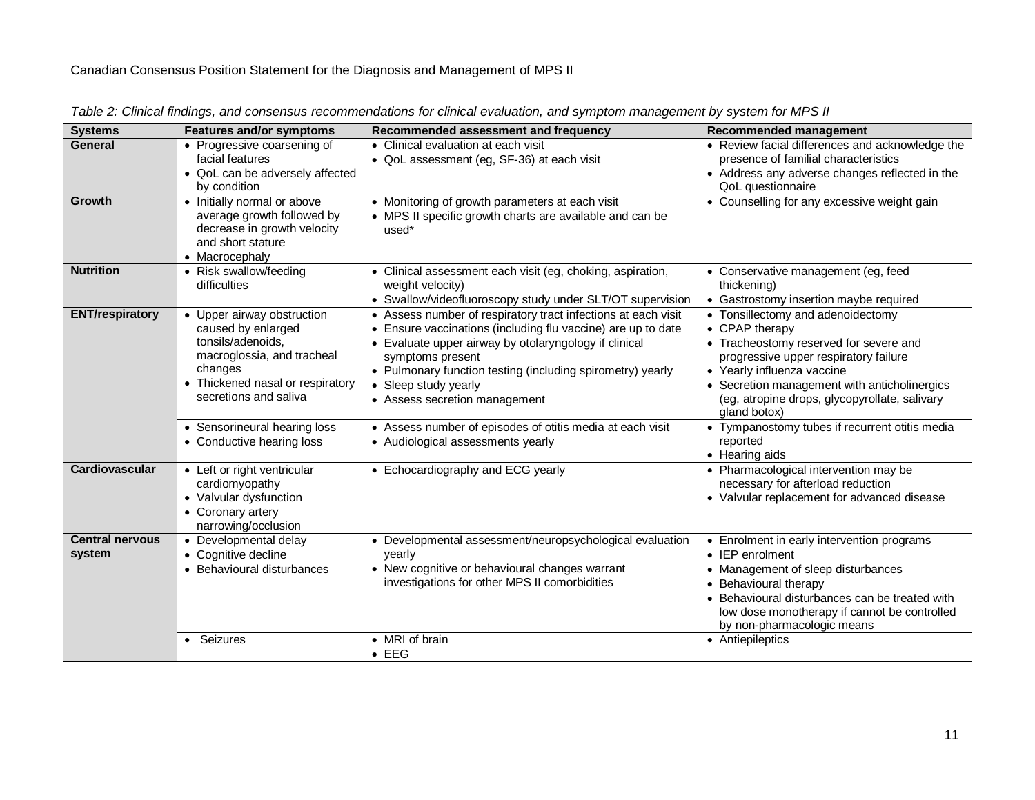*Table 2: Clinical findings, and consensus recommendations for clinical evaluation, and symptom management by system for MPS II*

| Systems | Features and/or symptoms | Recommended assessment and frequency | Recommended management |
|---|---|---|---|
| **General** | • Progressive coarsening of facial features<br>• QoL can be adversely affected by condition | • Clinical evaluation at each visit<br>• QoL assessment (eg, SF-36) at each visit | • Review facial differences and acknowledge the presence of familial characteristics<br>• Address any adverse changes reflected in the QoL questionnaire |
| **Growth** | • Initially normal or above average growth followed by decrease in growth velocity and short stature<br>• Macrocephaly | • Monitoring of growth parameters at each visit<br>• MPS II specific growth charts are available and can be used* | • Counselling for any excessive weight gain |
| **Nutrition** | • Risk swallow/feeding difficulties | • Clinical assessment each visit (eg, choking, aspiration, weight velocity)<br>• Swallow/videofluoroscopy study under SLT/OT supervision | • Conservative management (eg, feed thickening)<br>• Gastrostomy insertion maybe required |
| **ENT/respiratory** | • Upper airway obstruction caused by enlarged tonsils/adenoids, macroglossia, and tracheal changes<br>• Thickened nasal or respiratory secretions and saliva | • Assess number of respiratory tract infections at each visit<br>• Ensure vaccinations (including flu vaccine) are up to date<br>• Evaluate upper airway by otolaryngology if clinical symptoms present<br>• Pulmonary function testing (including spirometry) yearly<br>• Sleep study yearly<br>• Assess secretion management | • Tonsillectomy and adenoidectomy<br>• CPAP therapy<br>• Tracheostomy reserved for severe and progressive upper respiratory failure<br>• Yearly influenza vaccine<br>• Secretion management with anticholinergics (eg, atropine drops, glycopyrrolate, salivary gland botox) |
| | • Sensorineural hearing loss<br>• Conductive hearing loss | • Assess number of episodes of otitis media at each visit<br>• Audiological assessments yearly | • Tympanostomy tubes if recurrent otitis media reported<br>• Hearing aids |
| **Cardiovascular** | • Left or right ventricular cardiomyopathy<br>• Valvular dysfunction<br>• Coronary artery narrowing/occlusion | • Echocardiography and ECG yearly | • Pharmacological intervention may be necessary for afterload reduction<br>• Valvular replacement for advanced disease |
| **Central nervous system** | • Developmental delay<br>• Cognitive decline<br>• Behavioural disturbances | • Developmental assessment/neuropsychological evaluation yearly<br>• New cognitive or behavioural changes warrant investigations for other MPS II comorbidities | • Enrolment in early intervention programs<br>• IEP enrolment<br>• Management of sleep disturbances<br>• Behavioural therapy<br>• Behavioural disturbances can be treated with low dose monotherapy if cannot be controlled by non-pharmacologic means |
| | • Seizures | • MRI of brain<br>• EEG | • Antiepileptics |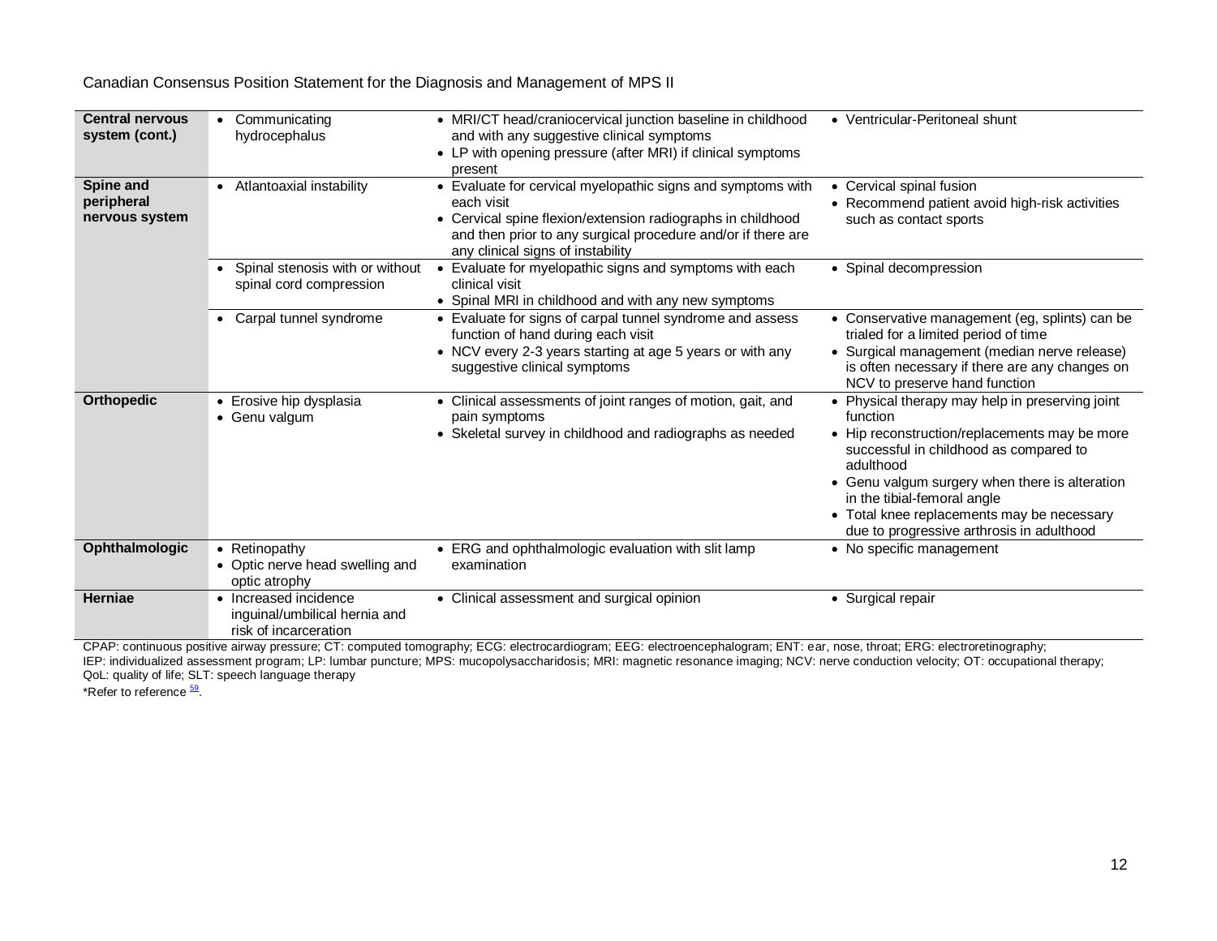| Central nervous system (cont.) | • Communicating hydrocephalus | • MRI/CT head/craniocervical junction baseline in childhood and with any suggestive clinical symptoms<br>• LP with opening pressure (after MRI) if clinical symptoms present | • Ventricular-Peritoneal shunt |
|---|---|---|---|
| **Spine and peripheral nervous system** | • Atlantoaxial instability | • Evaluate for cervical myelopathic signs and symptoms with each visit<br>• Cervical spine flexion/extension radiographs in childhood and then prior to any surgical procedure and/or if there are any clinical signs of instability | • Cervical spinal fusion<br>• Recommend patient avoid high-risk activities such as contact sports |
| | • Spinal stenosis with or without spinal cord compression | • Evaluate for myelopathic signs and symptoms with each clinical visit<br>• Spinal MRI in childhood and with any new symptoms | • Spinal decompression |
| | • Carpal tunnel syndrome | • Evaluate for signs of carpal tunnel syndrome and assess function of hand during each visit<br>• NCV every 2-3 years starting at age 5 years or with any suggestive clinical symptoms | • Conservative management (eg, splints) can be trialed for a limited period of time<br>• Surgical management (median nerve release) is often necessary if there are any changes on NCV to preserve hand function |
| **Orthopedic** | • Erosive hip dysplasia<br>• Genu valgum | • Clinical assessments of joint ranges of motion, gait, and pain symptoms<br>• Skeletal survey in childhood and radiographs as needed | • Physical therapy may help in preserving joint function<br>• Hip reconstruction/replacements may be more successful in childhood as compared to adulthood<br>• Genu valgum surgery when there is alteration in the tibial-femoral angle<br>• Total knee replacements may be necessary due to progressive arthrosis in adulthood |
| **Ophthalmologic** | • Retinopathy<br>• Optic nerve head swelling and optic atrophy | • ERG and ophthalmologic evaluation with slit lamp examination | • No specific management |
| **Herniae** | • Increased incidence inguinal/umbilical hernia and risk of incarceration | • Clinical assessment and surgical opinion | • Surgical repair |

CPAP: continuous positive airway pressure; CT: computed tomography; ECG: electrocardiogram; EEG: electroencephalogram; ENT: ear, nose, throat; ERG: electroretinography; IEP: individualized assessment program; LP: lumbar puncture; MPS: mucopolysaccharidosis; MRI: magnetic resonance imaging; NCV: nerve conduction velocity; OT: occupational therapy; QoL: quality of life; SLT: speech language therapy

*Refer to reference [59].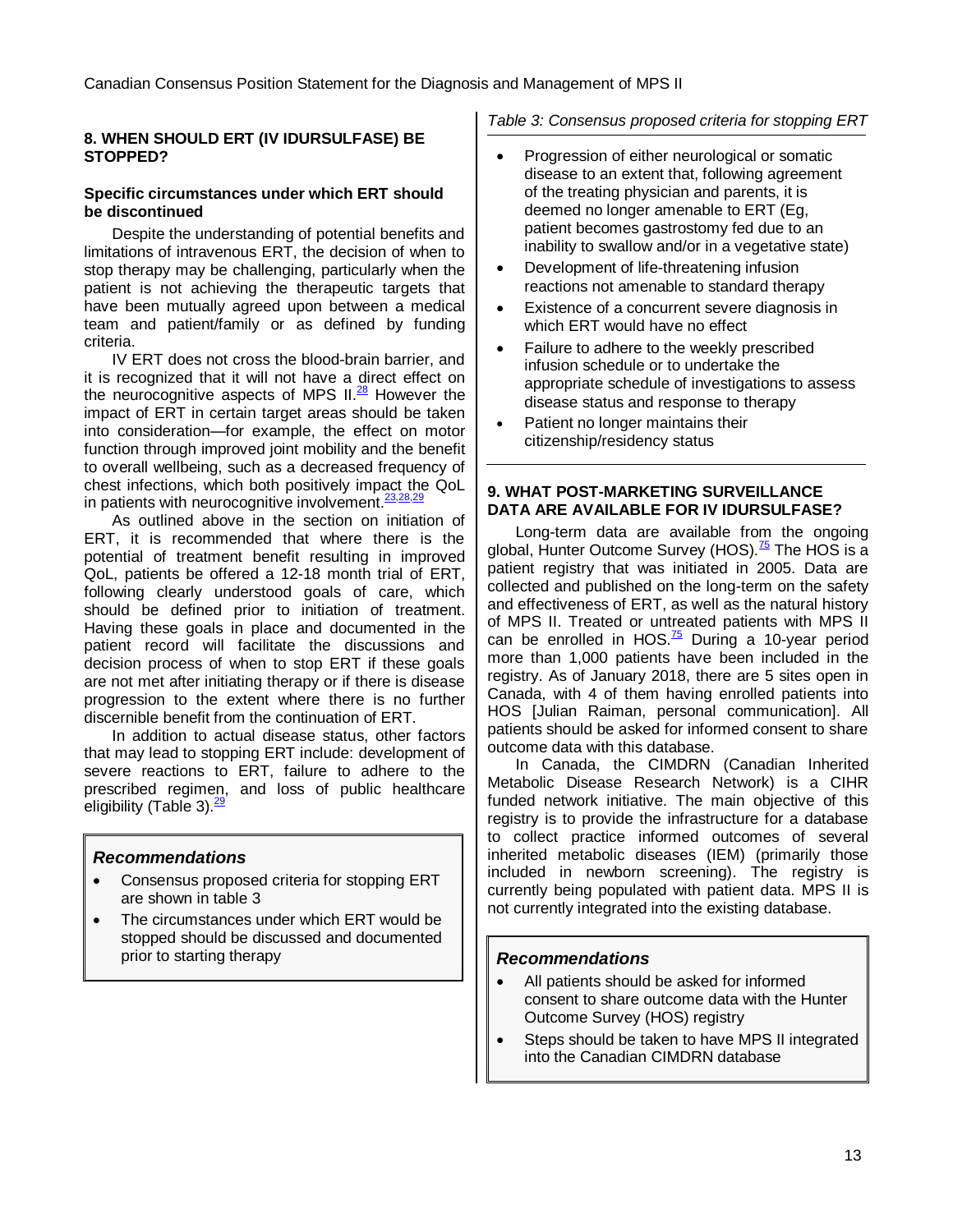## 8. WHEN SHOULD ERT (IV IDURSULFASE) BE STOPPED?

### Specific circumstances under which ERT should be discontinued

Despite the understanding of potential benefits and limitations of intravenous ERT, the decision of when to stop therapy may be challenging, particularly when the patient is not achieving the therapeutic targets that have been mutually agreed upon between a medical team and patient/family or as defined by funding criteria.

IV ERT does not cross the blood-brain barrier, and it is recognized that it will not have a direct effect on the neurocognitive aspects of MPS II.[28] However the impact of ERT in certain target areas should be taken into consideration—for example, the effect on motor function through improved joint mobility and the benefit to overall wellbeing, such as a decreased frequency of chest infections, which both positively impact the QoL in patients with neurocognitive involvement.[23,28,29]

As outlined above in the section on initiation of ERT, it is recommended that where there is the potential of treatment benefit resulting in improved QoL, patients be offered a 12-18 month trial of ERT, following clearly understood goals of care, which should be defined prior to initiation of treatment. Having these goals in place and documented in the patient record will facilitate the discussions and decision process of when to stop ERT if these goals are not met after initiating therapy or if there is disease progression to the extent where there is no further discernible benefit from the continuation of ERT.

In addition to actual disease status, other factors that may lead to stopping ERT include: development of severe reactions to ERT, failure to adhere to the prescribed regimen, and loss of public healthcare eligibility (Table 3).[29]

> ***Recommendations***
>
> - Consensus proposed criteria for stopping ERT are shown in table 3
> - The circumstances under which ERT would be stopped should be discussed and documented prior to starting therapy

*Table 3: Consensus proposed criteria for stopping ERT*

- Progression of either neurological or somatic disease to an extent that, following agreement of the treating physician and parents, it is deemed no longer amenable to ERT (Eg, patient becomes gastrostomy fed due to an inability to swallow and/or in a vegetative state)
- Development of life-threatening infusion reactions not amenable to standard therapy
- Existence of a concurrent severe diagnosis in which ERT would have no effect
- Failure to adhere to the weekly prescribed infusion schedule or to undertake the appropriate schedule of investigations to assess disease status and response to therapy
- Patient no longer maintains their citizenship/residency status

## 9. WHAT POST-MARKETING SURVEILLANCE DATA ARE AVAILABLE FOR IV IDURSULFASE?

Long-term data are available from the ongoing global, Hunter Outcome Survey (HOS).[75] The HOS is a patient registry that was initiated in 2005. Data are collected and published on the long-term on the safety and effectiveness of ERT, as well as the natural history of MPS II. Treated or untreated patients with MPS II can be enrolled in HOS.[75] During a 10-year period more than 1,000 patients have been included in the registry. As of January 2018, there are 5 sites open in Canada, with 4 of them having enrolled patients into HOS [Julian Raiman, personal communication]. All patients should be asked for informed consent to share outcome data with this database.

In Canada, the CIMDRN (Canadian Inherited Metabolic Disease Research Network) is a CIHR funded network initiative. The main objective of this registry is to provide the infrastructure for a database to collect practice informed outcomes of several inherited metabolic diseases (IEM) (primarily those included in newborn screening). The registry is currently being populated with patient data. MPS II is not currently integrated into the existing database.

> ***Recommendations***
>
> - All patients should be asked for informed consent to share outcome data with the Hunter Outcome Survey (HOS) registry
> - Steps should be taken to have MPS II integrated into the Canadian CIMDRN database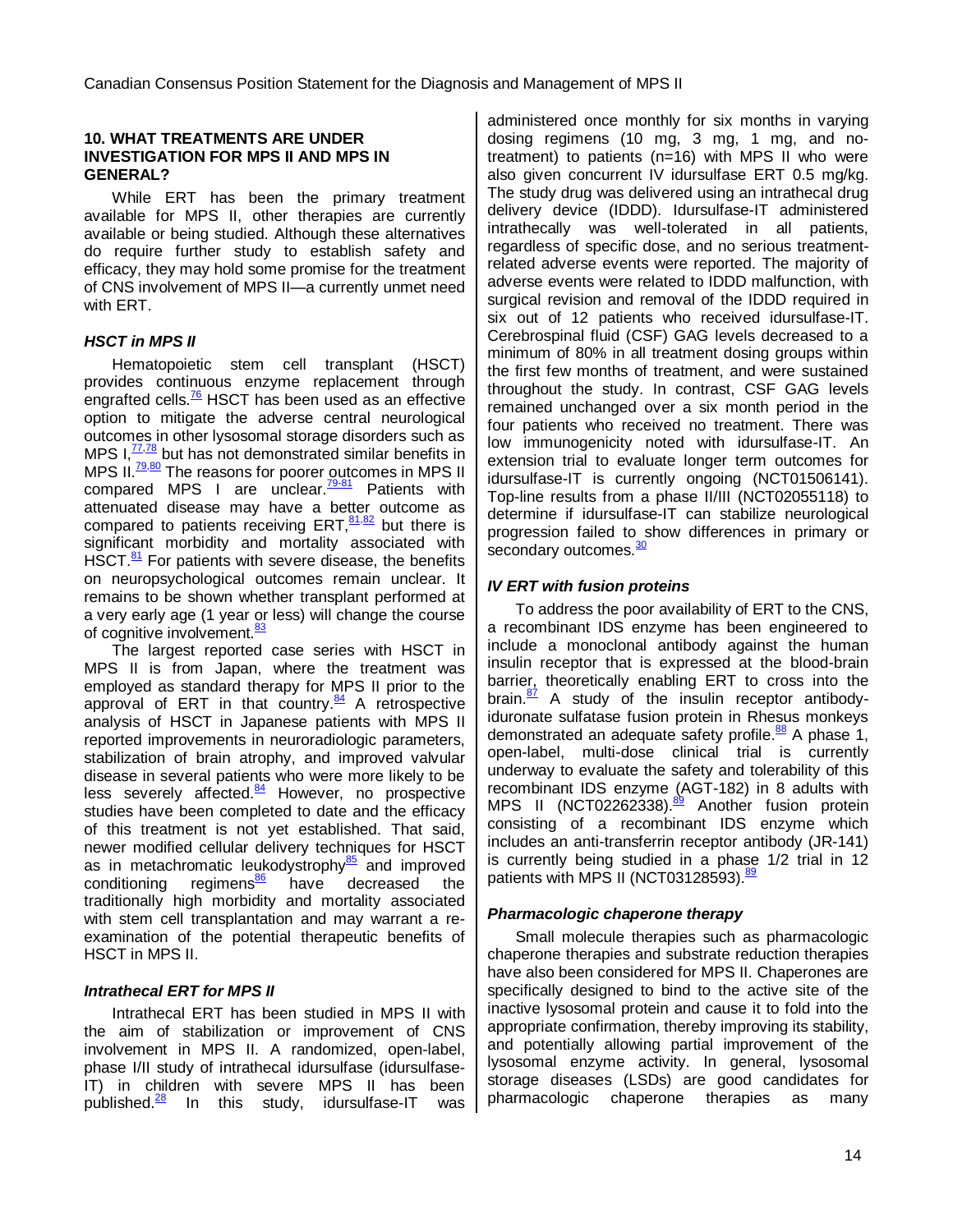## 10. WHAT TREATMENTS ARE UNDER INVESTIGATION FOR MPS II AND MPS IN GENERAL?

While ERT has been the primary treatment available for MPS II, other therapies are currently available or being studied. Although these alternatives do require further study to establish safety and efficacy, they may hold some promise for the treatment of CNS involvement of MPS II—a currently unmet need with ERT.

### *HSCT in MPS II*

Hematopoietic stem cell transplant (HSCT) provides continuous enzyme replacement through engrafted cells.[76] HSCT has been used as an effective option to mitigate the adverse central neurological outcomes in other lysosomal storage disorders such as MPS I,[77,78] but has not demonstrated similar benefits in MPS II.[79,80] The reasons for poorer outcomes in MPS II compared MPS I are unclear.[79-81] Patients with attenuated disease may have a better outcome as compared to patients receiving ERT,[81,82] but there is significant morbidity and mortality associated with HSCT.[81] For patients with severe disease, the benefits on neuropsychological outcomes remain unclear. It remains to be shown whether transplant performed at a very early age (1 year or less) will change the course of cognitive involvement.[83]

The largest reported case series with HSCT in MPS II is from Japan, where the treatment was employed as standard therapy for MPS II prior to the approval of ERT in that country.[84] A retrospective analysis of HSCT in Japanese patients with MPS II reported improvements in neuroradiologic parameters, stabilization of brain atrophy, and improved valvular disease in several patients who were more likely to be less severely affected.[84] However, no prospective studies have been completed to date and the efficacy of this treatment is not yet established. That said, newer modified cellular delivery techniques for HSCT as in metachromatic leukodystrophy[85] and improved conditioning regimens[86] have decreased the traditionally high morbidity and mortality associated with stem cell transplantation and may warrant a re-examination of the potential therapeutic benefits of HSCT in MPS II.

### *Intrathecal ERT for MPS II*

Intrathecal ERT has been studied in MPS II with the aim of stabilization or improvement of CNS involvement in MPS II. A randomized, open-label, phase I/II study of intrathecal idursulfase (idursulfase-IT) in children with severe MPS II has been published.[28] In this study, idursulfase-IT was administered once monthly for six months in varying dosing regimens (10 mg, 3 mg, 1 mg, and no-treatment) to patients (n=16) with MPS II who were also given concurrent IV idursulfase ERT 0.5 mg/kg. The study drug was delivered using an intrathecal drug delivery device (IDDD). Idursulfase-IT administered intrathecally was well-tolerated in all patients, regardless of specific dose, and no serious treatment-related adverse events were reported. The majority of adverse events were related to IDDD malfunction, with surgical revision and removal of the IDDD required in six out of 12 patients who received idursulfase-IT. Cerebrospinal fluid (CSF) GAG levels decreased to a minimum of 80% in all treatment dosing groups within the first few months of treatment, and were sustained throughout the study. In contrast, CSF GAG levels remained unchanged over a six month period in the four patients who received no treatment. There was low immunogenicity noted with idursulfase-IT. An extension trial to evaluate longer term outcomes for idursulfase-IT is currently ongoing (NCT01506141). Top-line results from a phase II/III (NCT02055118) to determine if idursulfase-IT can stabilize neurological progression failed to show differences in primary or secondary outcomes.[30]

### *IV ERT with fusion proteins*

To address the poor availability of ERT to the CNS, a recombinant IDS enzyme has been engineered to include a monoclonal antibody against the human insulin receptor that is expressed at the blood-brain barrier, theoretically enabling ERT to cross into the brain.[87] A study of the insulin receptor antibody-iduronate sulfatase fusion protein in Rhesus monkeys demonstrated an adequate safety profile.[88] A phase 1, open-label, multi-dose clinical trial is currently underway to evaluate the safety and tolerability of this recombinant IDS enzyme (AGT-182) in 8 adults with MPS II (NCT02262338).[89] Another fusion protein consisting of a recombinant IDS enzyme which includes an anti-transferrin receptor antibody (JR-141) is currently being studied in a phase 1/2 trial in 12 patients with MPS II (NCT03128593).[89]

### *Pharmacologic chaperone therapy*

Small molecule therapies such as pharmacologic chaperone therapies and substrate reduction therapies have also been considered for MPS II. Chaperones are specifically designed to bind to the active site of the inactive lysosomal protein and cause it to fold into the appropriate confirmation, thereby improving its stability, and potentially allowing partial improvement of the lysosomal enzyme activity. In general, lysosomal storage diseases (LSDs) are good candidates for pharmacologic chaperone therapies as many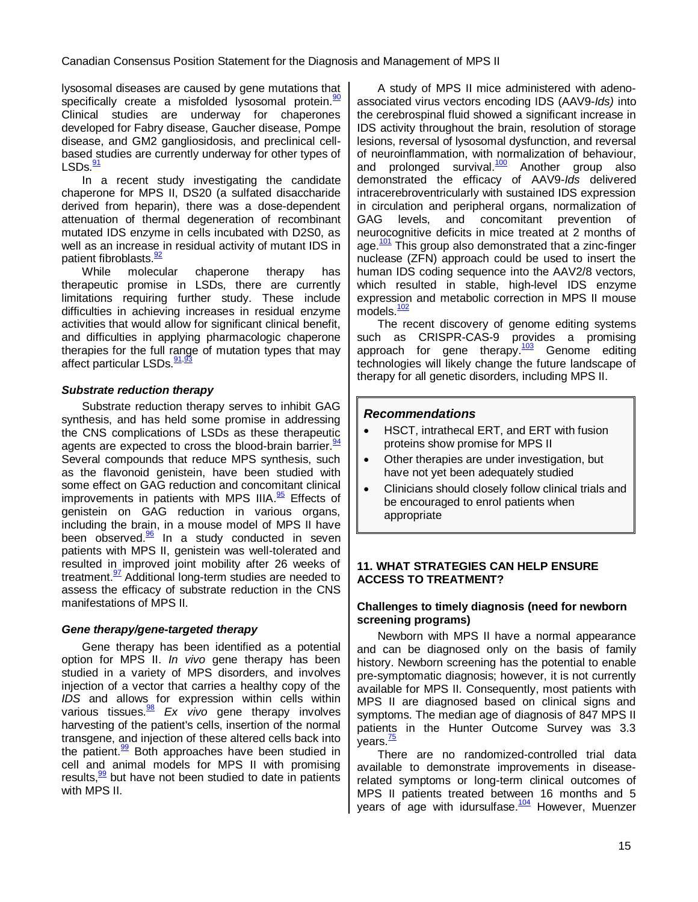lysosomal diseases are caused by gene mutations that specifically create a misfolded lysosomal protein.[90] Clinical studies are underway for chaperones developed for Fabry disease, Gaucher disease, Pompe disease, and GM2 gangliosidosis, and preclinical cell-based studies are currently underway for other types of LSDs.[91]

In a recent study investigating the candidate chaperone for MPS II, DS20 (a sulfated disaccharide derived from heparin), there was a dose-dependent attenuation of thermal degeneration of recombinant mutated IDS enzyme in cells incubated with D2S0, as well as an increase in residual activity of mutant IDS in patient fibroblasts.[92]

While molecular chaperone therapy has therapeutic promise in LSDs, there are currently limitations requiring further study. These include difficulties in achieving increases in residual enzyme activities that would allow for significant clinical benefit, and difficulties in applying pharmacologic chaperone therapies for the full range of mutation types that may affect particular LSDs.[91,93]

### *Substrate reduction therapy*

Substrate reduction therapy serves to inhibit GAG synthesis, and has held some promise in addressing the CNS complications of LSDs as these therapeutic agents are expected to cross the blood-brain barrier.[94] Several compounds that reduce MPS synthesis, such as the flavonoid genistein, have been studied with some effect on GAG reduction and concomitant clinical improvements in patients with MPS IIIA.[95] Effects of genistein on GAG reduction in various organs, including the brain, in a mouse model of MPS II have been observed.[96] In a study conducted in seven patients with MPS II, genistein was well-tolerated and resulted in improved joint mobility after 26 weeks of treatment.[97] Additional long-term studies are needed to assess the efficacy of substrate reduction in the CNS manifestations of MPS II.

### *Gene therapy/gene-targeted therapy*

Gene therapy has been identified as a potential option for MPS II. *In vivo* gene therapy has been studied in a variety of MPS disorders, and involves injection of a vector that carries a healthy copy of the *IDS* and allows for expression within cells within various tissues.[98] *Ex vivo* gene therapy involves harvesting of the patient's cells, insertion of the normal transgene, and injection of these altered cells back into the patient.[99] Both approaches have been studied in cell and animal models for MPS II with promising results,[99] but have not been studied to date in patients with MPS II.

A study of MPS II mice administered with adeno-associated virus vectors encoding IDS (AAV9-*Ids)* into the cerebrospinal fluid showed a significant increase in IDS activity throughout the brain, resolution of storage lesions, reversal of lysosomal dysfunction, and reversal of neuroinflammation, with normalization of behaviour, and prolonged survival.[100] Another group also demonstrated the efficacy of AAV9-*Ids* delivered intracerebroventricularly with sustained IDS expression in circulation and peripheral organs, normalization of GAG levels, and concomitant prevention of neurocognitive deficits in mice treated at 2 months of age.[101] This group also demonstrated that a zinc-finger nuclease (ZFN) approach could be used to insert the human IDS coding sequence into the AAV2/8 vectors, which resulted in stable, high-level IDS enzyme expression and metabolic correction in MPS II mouse models.[102]

The recent discovery of genome editing systems such as CRISPR-CAS-9 provides a promising approach for gene therapy.[103] Genome editing technologies will likely change the future landscape of therapy for all genetic disorders, including MPS II.

### *Recommendations*

- HSCT, intrathecal ERT, and ERT with fusion proteins show promise for MPS II
- Other therapies are under investigation, but have not yet been adequately studied
- Clinicians should closely follow clinical trials and be encouraged to enrol patients when appropriate

## 11. WHAT STRATEGIES CAN HELP ENSURE ACCESS TO TREATMENT?

### Challenges to timely diagnosis (need for newborn screening programs)

Newborn with MPS II have a normal appearance and can be diagnosed only on the basis of family history. Newborn screening has the potential to enable pre-symptomatic diagnosis; however, it is not currently available for MPS II. Consequently, most patients with MPS II are diagnosed based on clinical signs and symptoms. The median age of diagnosis of 847 MPS II patients in the Hunter Outcome Survey was 3.3 years.[75]

There are no randomized-controlled trial data available to demonstrate improvements in disease-related symptoms or long-term clinical outcomes of MPS II patients treated between 16 months and 5 years of age with idursulfase.[104] However, Muenzer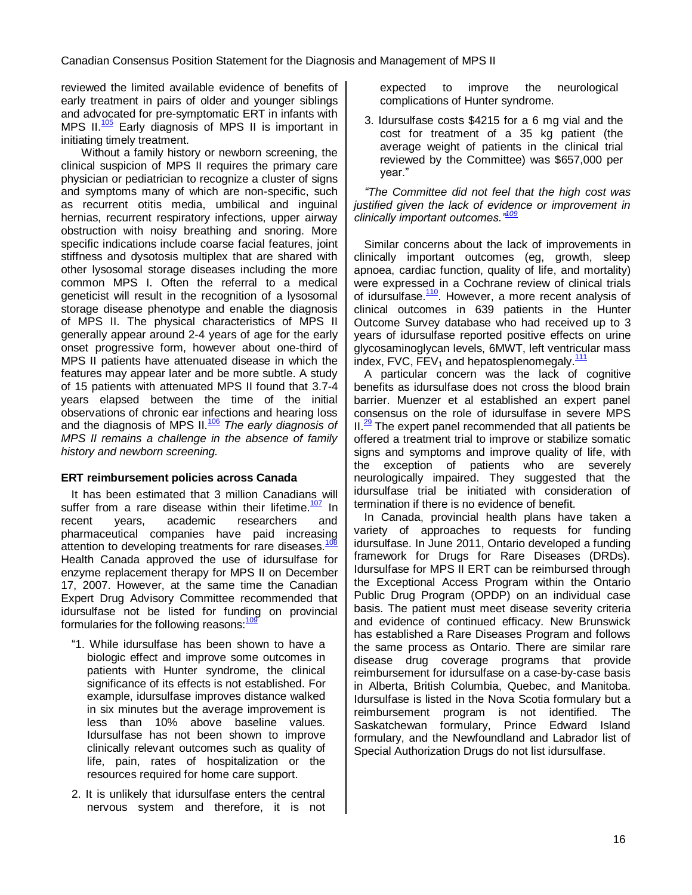reviewed the limited available evidence of benefits of early treatment in pairs of older and younger siblings and advocated for pre-symptomatic ERT in infants with MPS II.[105] Early diagnosis of MPS II is important in initiating timely treatment.

Without a family history or newborn screening, the clinical suspicion of MPS II requires the primary care physician or pediatrician to recognize a cluster of signs and symptoms many of which are non-specific, such as recurrent otitis media, umbilical and inguinal hernias, recurrent respiratory infections, upper airway obstruction with noisy breathing and snoring. More specific indications include coarse facial features, joint stiffness and dysotosis multiplex that are shared with other lysosomal storage diseases including the more common MPS I. Often the referral to a medical geneticist will result in the recognition of a lysosomal storage disease phenotype and enable the diagnosis of MPS II. The physical characteristics of MPS II generally appear around 2-4 years of age for the early onset progressive form, however about one-third of MPS II patients have attenuated disease in which the features may appear later and be more subtle. A study of 15 patients with attenuated MPS II found that 3.7-4 years elapsed between the time of the initial observations of chronic ear infections and hearing loss and the diagnosis of MPS II.[106] *The early diagnosis of MPS II remains a challenge in the absence of family history and newborn screening.*

### ERT reimbursement policies across Canada

It has been estimated that 3 million Canadians will suffer from a rare disease within their lifetime.[107] In recent years, academic researchers and pharmaceutical companies have paid increasing attention to developing treatments for rare diseases.[108] Health Canada approved the use of idursulfase for enzyme replacement therapy for MPS II on December 17, 2007. However, at the same time the Canadian Expert Drug Advisory Committee recommended that idursulfase not be listed for funding on provincial formularies for the following reasons:[109]

"1. While idursulfase has been shown to have a biologic effect and improve some outcomes in patients with Hunter syndrome, the clinical significance of its effects is not established. For example, idursulfase improves distance walked in six minutes but the average improvement is less than 10% above baseline values. Idursulfase has not been shown to improve clinically relevant outcomes such as quality of life, pain, rates of hospitalization or the resources required for home care support.

2. It is unlikely that idursulfase enters the central nervous system and therefore, it is not expected to improve the neurological complications of Hunter syndrome.

3. Idursulfase costs $4215 for a 6 mg vial and the cost for treatment of a 35 kg patient (the average weight of patients in the clinical trial reviewed by the Committee) was $657,000 per year."

*"The Committee did not feel that the high cost was justified given the lack of evidence or improvement in clinically important outcomes."[109]*

Similar concerns about the lack of improvements in clinically important outcomes (eg, growth, sleep apnoea, cardiac function, quality of life, and mortality) were expressed in a Cochrane review of clinical trials of idursulfase.[110]. However, a more recent analysis of clinical outcomes in 639 patients in the Hunter Outcome Survey database who had received up to 3 years of idursulfase reported positive effects on urine glycosaminoglycan levels, 6MWT, left ventricular mass index, FVC, $FEV_1$ and hepatosplenomegaly.[111]

A particular concern was the lack of cognitive benefits as idursulfase does not cross the blood brain barrier. Muenzer et al established an expert panel consensus on the role of idursulfase in severe MPS II.[29] The expert panel recommended that all patients be offered a treatment trial to improve or stabilize somatic signs and symptoms and improve quality of life, with the exception of patients who are severely neurologically impaired. They suggested that the idursulfase trial be initiated with consideration of termination if there is no evidence of benefit.

In Canada, provincial health plans have taken a variety of approaches to requests for funding idursulfase. In June 2011, Ontario developed a funding framework for Drugs for Rare Diseases (DRDs). Idursulfase for MPS II ERT can be reimbursed through the Exceptional Access Program within the Ontario Public Drug Program (OPDP) on an individual case basis. The patient must meet disease severity criteria and evidence of continued efficacy. New Brunswick has established a Rare Diseases Program and follows the same process as Ontario. There are similar rare disease drug coverage programs that provide reimbursement for idursulfase on a case-by-case basis in Alberta, British Columbia, Quebec, and Manitoba. Idursulfase is listed in the Nova Scotia formulary but a reimbursement program is not identified. The Saskatchewan formulary, Prince Edward Island formulary, and the Newfoundland and Labrador list of Special Authorization Drugs do not list idursulfase.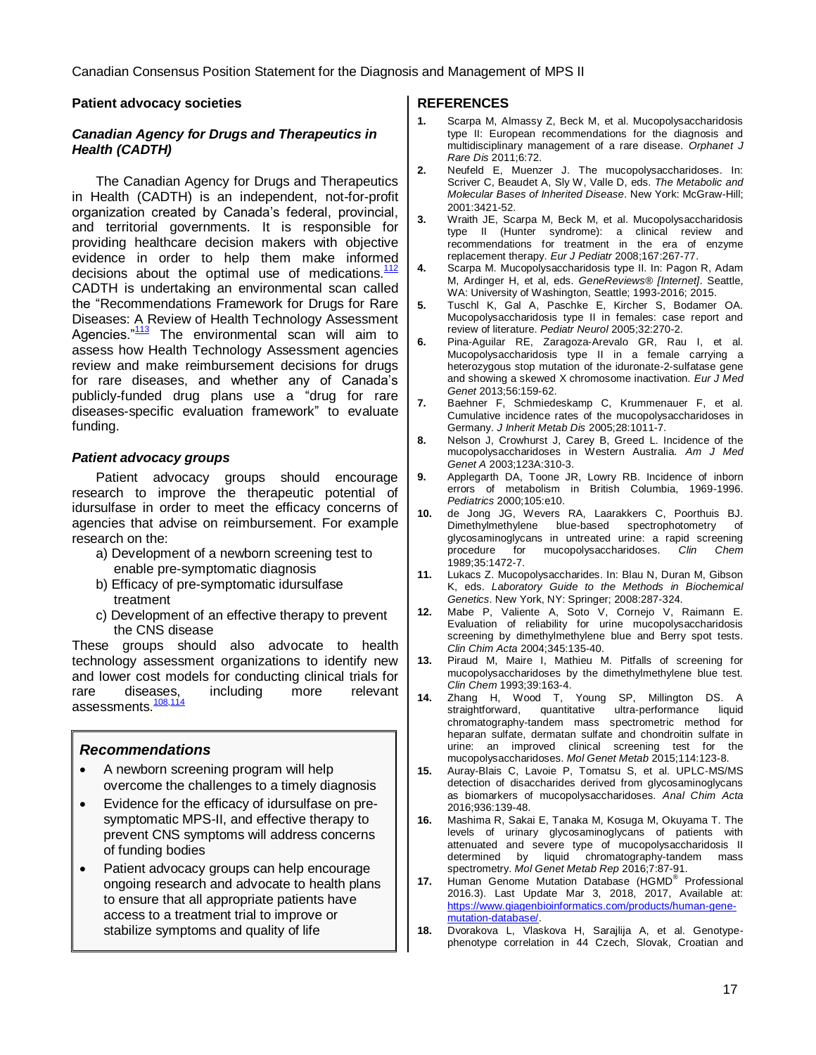## Patient advocacy societies

### *Canadian Agency for Drugs and Therapeutics in Health (CADTH)*

The Canadian Agency for Drugs and Therapeutics in Health (CADTH) is an independent, not-for-profit organization created by Canada's federal, provincial, and territorial governments. It is responsible for providing healthcare decision makers with objective evidence in order to help them make informed decisions about the optimal use of medications.[112] CADTH is undertaking an environmental scan called the "Recommendations Framework for Drugs for Rare Diseases: A Review of Health Technology Assessment Agencies."[113] The environmental scan will aim to assess how Health Technology Assessment agencies review and make reimbursement decisions for drugs for rare diseases, and whether any of Canada's publicly-funded drug plans use a "drug for rare diseases-specific evaluation framework" to evaluate funding.

### *Patient advocacy groups*

Patient advocacy groups should encourage research to improve the therapeutic potential of idursulfase in order to meet the efficacy concerns of agencies that advise on reimbursement. For example research on the:

a) Development of a newborn screening test to enable pre-symptomatic diagnosis
b) Efficacy of pre-symptomatic idursulfase treatment
c) Development of an effective therapy to prevent the CNS disease

These groups should also advocate to health technology assessment organizations to identify new and lower cost models for conducting clinical trials for rare diseases, including more relevant assessments.[108,114]

> ### *Recommendations*
>
> - A newborn screening program will help overcome the challenges to a timely diagnosis
> - Evidence for the efficacy of idursulfase on pre-symptomatic MPS-II, and effective therapy to prevent CNS symptoms will address concerns of funding bodies
> - Patient advocacy groups can help encourage ongoing research and advocate to health plans to ensure that all appropriate patients have access to a treatment trial to improve or stabilize symptoms and quality of life

## REFERENCES

1. Scarpa M, Almassy Z, Beck M, et al. Mucopolysaccharidosis type II: European recommendations for the diagnosis and multidisciplinary management of a rare disease. *Orphanet J Rare Dis* 2011;6:72.
2. Neufeld E, Muenzer J. The mucopolysaccharidoses. In: Scriver C, Beaudet A, Sly W, Valle D, eds. *The Metabolic and Molecular Bases of Inherited Disease*. New York: McGraw-Hill; 2001:3421-52.
3. Wraith JE, Scarpa M, Beck M, et al. Mucopolysaccharidosis type II (Hunter syndrome): a clinical review and recommendations for treatment in the era of enzyme replacement therapy. *Eur J Pediatr* 2008;167:267-77.
4. Scarpa M. Mucopolysaccharidosis type II. In: Pagon R, Adam M, Ardinger H, et al, eds. *GeneReviews® [Internet]*. Seattle, WA: University of Washington, Seattle; 1993-2016; 2015.
5. Tuschl K, Gal A, Paschke E, Kircher S, Bodamer OA. Mucopolysaccharidosis type II in females: case report and review of literature. *Pediatr Neurol* 2005;32:270-2.
6. Pina-Aguilar RE, Zaragoza-Arevalo GR, Rau I, et al. Mucopolysaccharidosis type II in a female carrying a heterozygous stop mutation of the iduronate-2-sulfatase gene and showing a skewed X chromosome inactivation. *Eur J Med Genet* 2013;56:159-62.
7. Baehner F, Schmiedeskamp C, Krummenauer F, et al. Cumulative incidence rates of the mucopolysaccharidoses in Germany. *J Inherit Metab Dis* 2005;28:1011-7.
8. Nelson J, Crowhurst J, Carey B, Greed L. Incidence of the mucopolysaccharidoses in Western Australia. *Am J Med Genet A* 2003;123A:310-3.
9. Applegarth DA, Toone JR, Lowry RB. Incidence of inborn errors of metabolism in British Columbia, 1969-1996. *Pediatrics* 2000;105:e10.
10. de Jong JG, Wevers RA, Laarakkers C, Poorthuis BJ. Dimethylmethylene blue-based spectrophotometry of glycosaminoglycans in untreated urine: a rapid screening procedure for mucopolysaccharidoses. *Clin Chem* 1989;35:1472-7.
11. Lukacs Z. Mucopolysaccharides. In: Blau N, Duran M, Gibson K, eds. *Laboratory Guide to the Methods in Biochemical Genetics*. New York, NY: Springer; 2008:287-324.
12. Mabe P, Valiente A, Soto V, Cornejo V, Raimann E. Evaluation of reliability for urine mucopolysaccharidosis screening by dimethylmethylene blue and Berry spot tests. *Clin Chim Acta* 2004;345:135-40.
13. Piraud M, Maire I, Mathieu M. Pitfalls of screening for mucopolysaccharidoses by the dimethylmethylene blue test. *Clin Chem* 1993;39:163-4.
14. Zhang H, Wood T, Young SP, Millington DS. A straightforward, quantitative ultra-performance liquid chromatography-tandem mass spectrometric method for heparan sulfate, dermatan sulfate and chondroitin sulfate in urine: an improved clinical screening test for the mucopolysaccharidoses. *Mol Genet Metab* 2015;114:123-8.
15. Auray-Blais C, Lavoie P, Tomatsu S, et al. UPLC-MS/MS detection of disaccharides derived from glycosaminoglycans as biomarkers of mucopolysaccharidoses. *Anal Chim Acta* 2016;936:139-48.
16. Mashima R, Sakai E, Tanaka M, Kosuga M, Okuyama T. The levels of urinary glycosaminoglycans of patients with attenuated and severe type of mucopolysaccharidosis II determined by liquid chromatography-tandem mass spectrometry. *Mol Genet Metab Rep* 2016;7:87-91.
17. Human Genome Mutation Database (HGMD® Professional 2016.3). Last Update Mar 3, 2018, 2017, Available at: https://www.qiagenbioinformatics.com/products/human-gene-mutation-database/.
18. Dvorakova L, Vlaskova H, Sarajlija A, et al. Genotype-phenotype correlation in 44 Czech, Slovak, Croatian and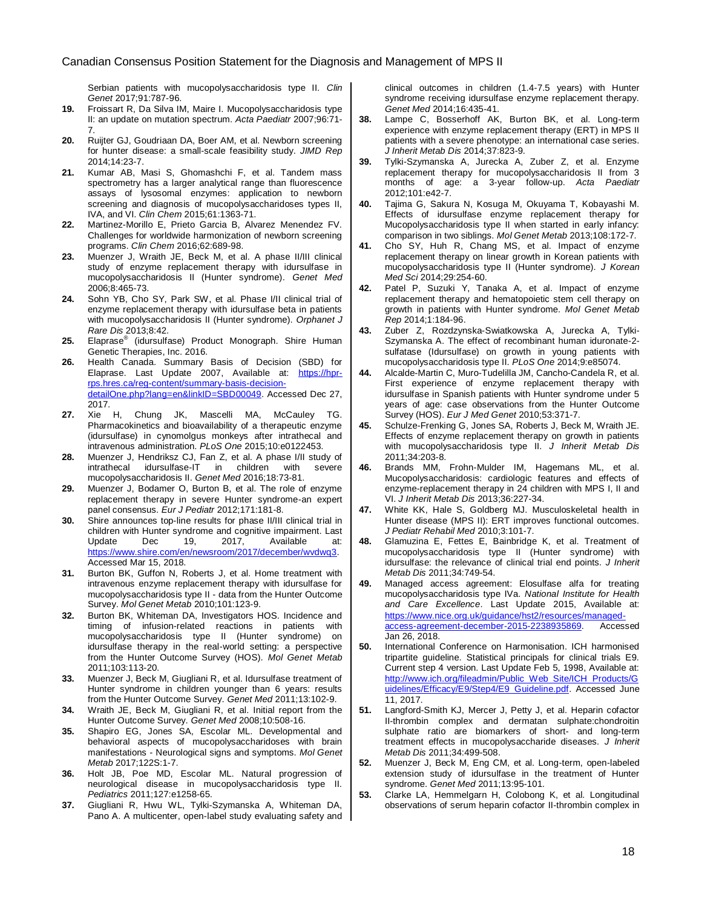Serbian patients with mucopolysaccharidosis type II. *Clin Genet* 2017;91:787-96.

19. Froissart R, Da Silva IM, Maire I. Mucopolysaccharidosis type II: an update on mutation spectrum. *Acta Paediatr* 2007;96:71-7.
20. Ruijter GJ, Goudriaan DA, Boer AM, et al. Newborn screening for hunter disease: a small-scale feasibility study. *JIMD Rep* 2014;14:23-7.
21. Kumar AB, Masi S, Ghomashchi F, et al. Tandem mass spectrometry has a larger analytical range than fluorescence assays of lysosomal enzymes: application to newborn screening and diagnosis of mucopolysaccharidoses types II, IVA, and VI. *Clin Chem* 2015;61:1363-71.
22. Martinez-Morillo E, Prieto Garcia B, Alvarez Menendez FV. Challenges for worldwide harmonization of newborn screening programs. *Clin Chem* 2016;62:689-98.
23. Muenzer J, Wraith JE, Beck M, et al. A phase II/III clinical study of enzyme replacement therapy with idursulfase in mucopolysaccharidosis II (Hunter syndrome). *Genet Med* 2006;8:465-73.
24. Sohn YB, Cho SY, Park SW, et al. Phase I/II clinical trial of enzyme replacement therapy with idursulfase beta in patients with mucopolysaccharidosis II (Hunter syndrome). *Orphanet J Rare Dis* 2013;8:42.
25. Elaprase® (idursulfase) Product Monograph. Shire Human Genetic Therapies, Inc. 2016.
26. Health Canada. Summary Basis of Decision (SBD) for Elaprase. Last Update 2007, Available at: https://hpr-rps.hres.ca/reg-content/summary-basis-decision-detailOne.php?lang=en&linkID=SBD00049. Accessed Dec 27, 2017.
27. Xie H, Chung JK, Mascelli MA, McCauley TG. Pharmacokinetics and bioavailability of a therapeutic enzyme (idursulfase) in cynomolgus monkeys after intrathecal and intravenous administration. *PLoS One* 2015;10:e0122453.
28. Muenzer J, Hendriksz CJ, Fan Z, et al. A phase I/II study of intrathecal idursulfase-IT in children with severe mucopolysaccharidosis II. *Genet Med* 2016;18:73-81.
29. Muenzer J, Bodamer O, Burton B, et al. The role of enzyme replacement therapy in severe Hunter syndrome-an expert panel consensus. *Eur J Pediatr* 2012;171:181-8.
30. Shire announces top-line results for phase II/III clinical trial in children with Hunter syndrome and cognitive impairment. Last Update Dec 19, 2017, Available at: https://www.shire.com/en/newsroom/2017/december/wvdwq3. Accessed Mar 15, 2018.
31. Burton BK, Guffon N, Roberts J, et al. Home treatment with intravenous enzyme replacement therapy with idursulfase for mucopolysaccharidosis type II - data from the Hunter Outcome Survey. *Mol Genet Metab* 2010;101:123-9.
32. Burton BK, Whiteman DA, Investigators HOS. Incidence and timing of infusion-related reactions in patients with mucopolysaccharidosis type II (Hunter syndrome) on idursulfase therapy in the real-world setting: a perspective from the Hunter Outcome Survey (HOS). *Mol Genet Metab* 2011;103:113-20.
33. Muenzer J, Beck M, Giugliani R, et al. Idursulfase treatment of Hunter syndrome in children younger than 6 years: results from the Hunter Outcome Survey. *Genet Med* 2011;13:102-9.
34. Wraith JE, Beck M, Giugliani R, et al. Initial report from the Hunter Outcome Survey. *Genet Med* 2008;10:508-16.
35. Shapiro EG, Jones SA, Escolar ML. Developmental and behavioral aspects of mucopolysaccharidoses with brain manifestations - Neurological signs and symptoms. *Mol Genet Metab* 2017;122S:1-7.
36. Holt JB, Poe MD, Escolar ML. Natural progression of neurological disease in mucopolysaccharidosis type II. *Pediatrics* 2011;127:e1258-65.
37. Giugliani R, Hwu WL, Tylki-Szymanska A, Whiteman DA, Pano A. A multicenter, open-label study evaluating safety and clinical outcomes in children (1.4-7.5 years) with Hunter syndrome receiving idursulfase enzyme replacement therapy. *Genet Med* 2014;16:435-41.
38. Lampe C, Bosserhoff AK, Burton BK, et al. Long-term experience with enzyme replacement therapy (ERT) in MPS II patients with a severe phenotype: an international case series. *J Inherit Metab Dis* 2014;37:823-9.
39. Tylki-Szymanska A, Jurecka A, Zuber Z, et al. Enzyme replacement therapy for mucopolysaccharidosis II from 3 months of age: a 3-year follow-up. *Acta Paediatr* 2012;101:e42-7.
40. Tajima G, Sakura N, Kosuga M, Okuyama T, Kobayashi M. Effects of idursulfase enzyme replacement therapy for Mucopolysaccharidosis type II when started in early infancy: comparison in two siblings. *Mol Genet Metab* 2013;108:172-7.
41. Cho SY, Huh R, Chang MS, et al. Impact of enzyme replacement therapy on linear growth in Korean patients with mucopolysaccharidosis type II (Hunter syndrome). *J Korean Med Sci* 2014;29:254-60.
42. Patel P, Suzuki Y, Tanaka A, et al. Impact of enzyme replacement therapy and hematopoietic stem cell therapy on growth in patients with Hunter syndrome. *Mol Genet Metab Rep* 2014;1:184-96.
43. Zuber Z, Rozdzynska-Swiatkowska A, Jurecka A, Tylki-Szymanska A. The effect of recombinant human iduronate-2-sulfatase (Idursulfase) on growth in young patients with mucopolysaccharidosis type II. *PLoS One* 2014;9:e85074.
44. Alcalde-Martin C, Muro-Tudelilla JM, Cancho-Candela R, et al. First experience of enzyme replacement therapy with idursulfase in Spanish patients with Hunter syndrome under 5 years of age: case observations from the Hunter Outcome Survey (HOS). *Eur J Med Genet* 2010;53:371-7.
45. Schulze-Frenking G, Jones SA, Roberts J, Beck M, Wraith JE. Effects of enzyme replacement therapy on growth in patients with mucopolysaccharidosis type II. *J Inherit Metab Dis* 2011;34:203-8.
46. Brands MM, Frohn-Mulder IM, Hagemans ML, et al. Mucopolysaccharidosis: cardiologic features and effects of enzyme-replacement therapy in 24 children with MPS I, II and VI. *J Inherit Metab Dis* 2013;36:227-34.
47. White KK, Hale S, Goldberg MJ. Musculoskeletal health in Hunter disease (MPS II): ERT improves functional outcomes. *J Pediatr Rehabil Med* 2010;3:101-7.
48. Glamuzina E, Fettes E, Bainbridge K, et al. Treatment of mucopolysaccharidosis type II (Hunter syndrome) with idursulfase: the relevance of clinical trial end points. *J Inherit Metab Dis* 2011;34:749-54.
49. Managed access agreement: Elosulfase alfa for treating mucopolysaccharidosis type IVa. *National Institute for Health and Care Excellence*. Last Update 2015, Available at: https://www.nice.org.uk/guidance/hst2/resources/managed-access-agreement-december-2015-2238935869. Accessed Jan 26, 2018.
50. International Conference on Harmonisation. ICH harmonised tripartite guideline. Statistical principals for clinical trials E9. Current step 4 version. Last Update Feb 5, 1998, Available at: http://www.ich.org/fileadmin/Public_Web_Site/ICH_Products/Guidelines/Efficacy/E9/Step4/E9_Guideline.pdf. Accessed June 11, 2017.
51. Langford-Smith KJ, Mercer J, Petty J, et al. Heparin cofactor II-thrombin complex and dermatan sulphate:chondroitin sulphate ratio are biomarkers of short- and long-term treatment effects in mucopolysaccharide diseases. *J Inherit Metab Dis* 2011;34:499-508.
52. Muenzer J, Beck M, Eng CM, et al. Long-term, open-labeled extension study of idursulfase in the treatment of Hunter syndrome. *Genet Med* 2011;13:95-101.
53. Clarke LA, Hemmelgarn H, Colobong K, et al. Longitudinal observations of serum heparin cofactor II-thrombin complex in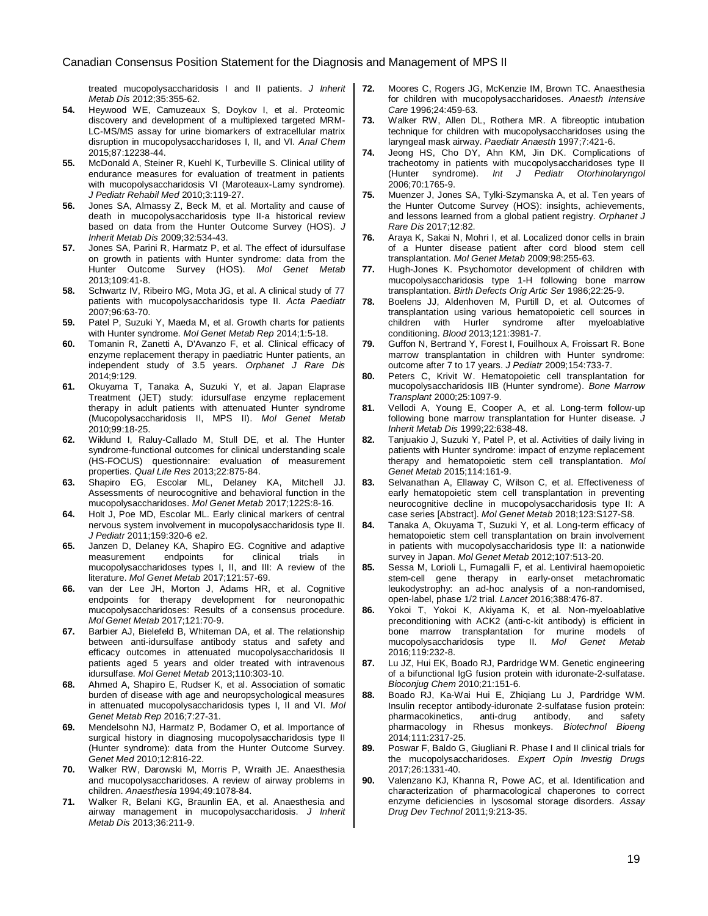treated mucopolysaccharidosis I and II patients. *J Inherit Metab Dis* 2012;35:355-62.

54. Heywood WE, Camuzeaux S, Doykov I, et al. Proteomic discovery and development of a multiplexed targeted MRM-LC-MS/MS assay for urine biomarkers of extracellular matrix disruption in mucopolysaccharidoses I, II, and VI. *Anal Chem* 2015;87:12238-44.
55. McDonald A, Steiner R, Kuehl K, Turbeville S. Clinical utility of endurance measures for evaluation of treatment in patients with mucopolysaccharidosis VI (Maroteaux-Lamy syndrome). *J Pediatr Rehabil Med* 2010;3:119-27.
56. Jones SA, Almassy Z, Beck M, et al. Mortality and cause of death in mucopolysaccharidosis type II-a historical review based on data from the Hunter Outcome Survey (HOS). *J Inherit Metab Dis* 2009;32:534-43.
57. Jones SA, Parini R, Harmatz P, et al. The effect of idursulfase on growth in patients with Hunter syndrome: data from the Hunter Outcome Survey (HOS). *Mol Genet Metab* 2013;109:41-8.
58. Schwartz IV, Ribeiro MG, Mota JG, et al. A clinical study of 77 patients with mucopolysaccharidosis type II. *Acta Paediatr* 2007;96:63-70.
59. Patel P, Suzuki Y, Maeda M, et al. Growth charts for patients with Hunter syndrome. *Mol Genet Metab Rep* 2014;1:5-18.
60. Tomanin R, Zanetti A, D'Avanzo F, et al. Clinical efficacy of enzyme replacement therapy in paediatric Hunter patients, an independent study of 3.5 years. *Orphanet J Rare Dis* 2014;9:129.
61. Okuyama T, Tanaka A, Suzuki Y, et al. Japan Elaprase Treatment (JET) study: idursulfase enzyme replacement therapy in adult patients with attenuated Hunter syndrome (Mucopolysaccharidosis II, MPS II). *Mol Genet Metab* 2010;99:18-25.
62. Wiklund I, Raluy-Callado M, Stull DE, et al. The Hunter syndrome-functional outcomes for clinical understanding scale (HS-FOCUS) questionnaire: evaluation of measurement properties. *Qual Life Res* 2013;22:875-84.
63. Shapiro EG, Escolar ML, Delaney KA, Mitchell JJ. Assessments of neurocognitive and behavioral function in the mucopolysaccharidoses. *Mol Genet Metab* 2017;122S:8-16.
64. Holt J, Poe MD, Escolar ML. Early clinical markers of central nervous system involvement in mucopolysaccharidosis type II. *J Pediatr* 2011;159:320-6 e2.
65. Janzen D, Delaney KA, Shapiro EG. Cognitive and adaptive measurement endpoints for clinical trials in mucopolysaccharidoses types I, II, and III: A review of the literature. *Mol Genet Metab* 2017;121:57-69.
66. van der Lee JH, Morton J, Adams HR, et al. Cognitive endpoints for therapy development for neuronopathic mucopolysaccharidoses: Results of a consensus procedure. *Mol Genet Metab* 2017;121:70-9.
67. Barbier AJ, Bielefeld B, Whiteman DA, et al. The relationship between anti-idursulfase antibody status and safety and efficacy outcomes in attenuated mucopolysaccharidosis II patients aged 5 years and older treated with intravenous idursulfase. *Mol Genet Metab* 2013;110:303-10.
68. Ahmed A, Shapiro E, Rudser K, et al. Association of somatic burden of disease with age and neuropsychological measures in attenuated mucopolysaccharidosis types I, II and VI. *Mol Genet Metab Rep* 2016;7:27-31.
69. Mendelsohn NJ, Harmatz P, Bodamer O, et al. Importance of surgical history in diagnosing mucopolysaccharidosis type II (Hunter syndrome): data from the Hunter Outcome Survey. *Genet Med* 2010;12:816-22.
70. Walker RW, Darowski M, Morris P, Wraith JE. Anaesthesia and mucopolysaccharidoses. A review of airway problems in children. *Anaesthesia* 1994;49:1078-84.
71. Walker R, Belani KG, Braunlin EA, et al. Anaesthesia and airway management in mucopolysaccharidosis. *J Inherit Metab Dis* 2013;36:211-9.
72. Moores C, Rogers JG, McKenzie IM, Brown TC. Anaesthesia for children with mucopolysaccharidoses. *Anaesth Intensive Care* 1996;24:459-63.
73. Walker RW, Allen DL, Rothera MR. A fibreoptic intubation technique for children with mucopolysaccharidoses using the laryngeal mask airway. *Paediatr Anaesth* 1997;7:421-6.
74. Jeong HS, Cho DY, Ahn KM, Jin DK. Complications of tracheotomy in patients with mucopolysaccharidoses type II (Hunter syndrome). *Int J Pediatr Otorhinolaryngol* 2006;70:1765-9.
75. Muenzer J, Jones SA, Tylki-Szymanska A, et al. Ten years of the Hunter Outcome Survey (HOS): insights, achievements, and lessons learned from a global patient registry. *Orphanet J Rare Dis* 2017;12:82.
76. Araya K, Sakai N, Mohri I, et al. Localized donor cells in brain of a Hunter disease patient after cord blood stem cell transplantation. *Mol Genet Metab* 2009;98:255-63.
77. Hugh-Jones K. Psychomotor development of children with mucopolysaccharidosis type 1-H following bone marrow transplantation. *Birth Defects Orig Artic Ser* 1986;22:25-9.
78. Boelens JJ, Aldenhoven M, Purtill D, et al. Outcomes of transplantation using various hematopoietic cell sources in children with Hurler syndrome after myeloablative conditioning. *Blood* 2013;121:3981-7.
79. Guffon N, Bertrand Y, Forest I, Fouilhoux A, Froissart R. Bone marrow transplantation in children with Hunter syndrome: outcome after 7 to 17 years. *J Pediatr* 2009;154:733-7.
80. Peters C, Krivit W. Hematopoietic cell transplantation for mucopolysaccharidosis IIB (Hunter syndrome). *Bone Marrow Transplant* 2000;25:1097-9.
81. Vellodi A, Young E, Cooper A, et al. Long-term follow-up following bone marrow transplantation for Hunter disease. *J Inherit Metab Dis* 1999;22:638-48.
82. Tanjuakio J, Suzuki Y, Patel P, et al. Activities of daily living in patients with Hunter syndrome: impact of enzyme replacement therapy and hematopoietic stem cell transplantation. *Mol Genet Metab* 2015;114:161-9.
83. Selvanathan A, Ellaway C, Wilson C, et al. Effectiveness of early hematopoietic stem cell transplantation in preventing neurocognitive decline in mucopolysaccharidosis type II: A case series [Abstract]. *Mol Genet Metab* 2018;123:S127-S8.
84. Tanaka A, Okuyama T, Suzuki Y, et al. Long-term efficacy of hematopoietic stem cell transplantation on brain involvement in patients with mucopolysaccharidosis type II: a nationwide survey in Japan. *Mol Genet Metab* 2012;107:513-20.
85. Sessa M, Lorioli L, Fumagalli F, et al. Lentiviral haemopoietic stem-cell gene therapy in early-onset metachromatic leukodystrophy: an ad-hoc analysis of a non-randomised, open-label, phase 1/2 trial. *Lancet* 2016;388:476-87.
86. Yokoi T, Yokoi K, Akiyama K, et al. Non-myeloablative preconditioning with ACK2 (anti-c-kit antibody) is efficient in bone marrow transplantation for murine models of mucopolysaccharidosis type II. *Mol Genet Metab* 2016;119:232-8.
87. Lu JZ, Hui EK, Boado RJ, Pardridge WM. Genetic engineering of a bifunctional IgG fusion protein with iduronate-2-sulfatase. *Bioconjug Chem* 2010;21:151-6.
88. Boado RJ, Ka-Wai Hui E, Zhiqiang Lu J, Pardridge WM. Insulin receptor antibody-iduronate 2-sulfatase fusion protein: pharmacokinetics, anti-drug antibody, and safety pharmacology in Rhesus monkeys. *Biotechnol Bioeng* 2014;111:2317-25.
89. Poswar F, Baldo G, Giugliani R. Phase I and II clinical trials for the mucopolysaccharidoses. *Expert Opin Investig Drugs* 2017;26:1331-40.
90. Valenzano KJ, Khanna R, Powe AC, et al. Identification and characterization of pharmacological chaperones to correct enzyme deficiencies in lysosomal storage disorders. *Assay Drug Dev Technol* 2011;9:213-35.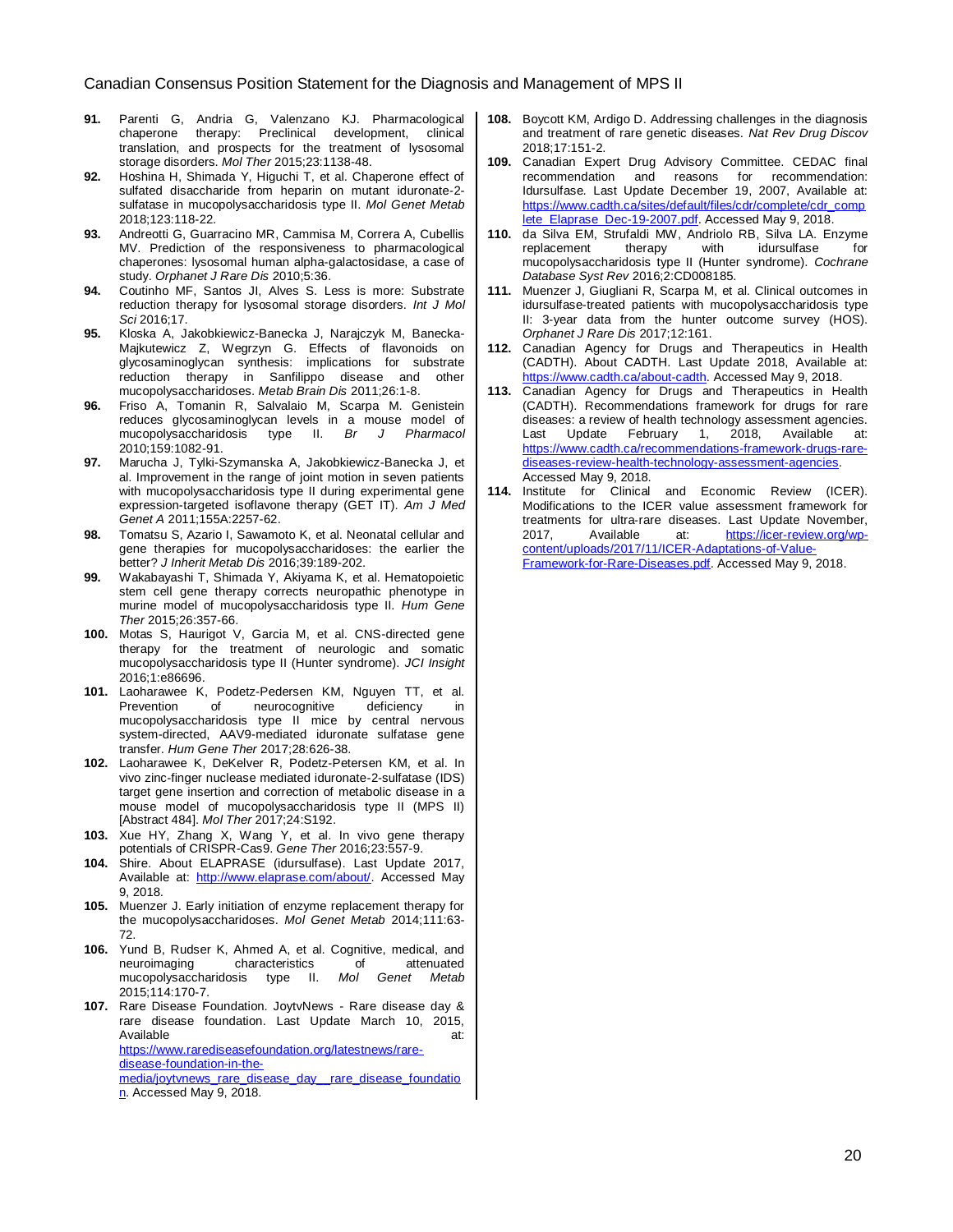91. Parenti G, Andria G, Valenzano KJ. Pharmacological chaperone therapy: Preclinical development, clinical translation, and prospects for the treatment of lysosomal storage disorders. *Mol Ther* 2015;23:1138-48.
92. Hoshina H, Shimada Y, Higuchi T, et al. Chaperone effect of sulfated disaccharide from heparin on mutant iduronate-2-sulfatase in mucopolysaccharidosis type II. *Mol Genet Metab* 2018;123:118-22.
93. Andreotti G, Guarracino MR, Cammisa M, Correra A, Cubellis MV. Prediction of the responsiveness to pharmacological chaperones: lysosomal human alpha-galactosidase, a case of study. *Orphanet J Rare Dis* 2010;5:36.
94. Coutinho MF, Santos JI, Alves S. Less is more: Substrate reduction therapy for lysosomal storage disorders. *Int J Mol Sci* 2016;17.
95. Kloska A, Jakobkiewicz-Banecka J, Narajczyk M, Banecka-Majkutewicz Z, Wegrzyn G. Effects of flavonoids on glycosaminoglycan synthesis: implications for substrate reduction therapy in Sanfilippo disease and other mucopolysaccharidoses. *Metab Brain Dis* 2011;26:1-8.
96. Friso A, Tomanin R, Salvalaio M, Scarpa M. Genistein reduces glycosaminoglycan levels in a mouse model of mucopolysaccharidosis type II. *Br J Pharmacol* 2010;159:1082-91.
97. Marucha J, Tylki-Szymanska A, Jakobkiewicz-Banecka J, et al. Improvement in the range of joint motion in seven patients with mucopolysaccharidosis type II during experimental gene expression-targeted isoflavone therapy (GET IT). *Am J Med Genet A* 2011;155A:2257-62.
98. Tomatsu S, Azario I, Sawamoto K, et al. Neonatal cellular and gene therapies for mucopolysaccharidoses: the earlier the better? *J Inherit Metab Dis* 2016;39:189-202.
99. Wakabayashi T, Shimada Y, Akiyama K, et al. Hematopoietic stem cell gene therapy corrects neuropathic phenotype in murine model of mucopolysaccharidosis type II. *Hum Gene Ther* 2015;26:357-66.
100. Motas S, Haurigot V, Garcia M, et al. CNS-directed gene therapy for the treatment of neurologic and somatic mucopolysaccharidosis type II (Hunter syndrome). *JCI Insight* 2016;1:e86696.
101. Laoharawee K, Podetz-Pedersen KM, Nguyen TT, et al. Prevention of neurocognitive deficiency in mucopolysaccharidosis type II mice by central nervous system-directed, AAV9-mediated iduronate sulfatase gene transfer. *Hum Gene Ther* 2017;28:626-38.
102. Laoharawee K, DeKelver R, Podetz-Petersen KM, et al. In vivo zinc-finger nuclease mediated iduronate-2-sulfatase (IDS) target gene insertion and correction of metabolic disease in a mouse model of mucopolysaccharidosis type II (MPS II) [Abstract 484]. *Mol Ther* 2017;24:S192.
103. Xue HY, Zhang X, Wang Y, et al. In vivo gene therapy potentials of CRISPR-Cas9. *Gene Ther* 2016;23:557-9.
104. Shire. About ELAPRASE (idursulfase). Last Update 2017, Available at: http://www.elaprase.com/about/. Accessed May 9, 2018.
105. Muenzer J. Early initiation of enzyme replacement therapy for the mucopolysaccharidoses. *Mol Genet Metab* 2014;111:63-72.
106. Yund B, Rudser K, Ahmed A, et al. Cognitive, medical, and neuroimaging characteristics of attenuated mucopolysaccharidosis type II. *Mol Genet Metab* 2015;114:170-7.
107. Rare Disease Foundation. JoytvNews - Rare disease day & rare disease foundation. Last Update March 10, 2015, Available at: https://www.rarediseasefoundation.org/latestnews/rare-disease-foundation-in-the-media/joytvnews_rare_disease_day__rare_disease_foundation. Accessed May 9, 2018.
108. Boycott KM, Ardigo D. Addressing challenges in the diagnosis and treatment of rare genetic diseases. *Nat Rev Drug Discov* 2018;17:151-2.
109. Canadian Expert Drug Advisory Committee. CEDAC final recommendation and reasons for recommendation: Idursulfase. Last Update December 19, 2007, Available at: https://www.cadth.ca/sites/default/files/cdr/complete/cdr_complete_Elaprase_Dec-19-2007.pdf. Accessed May 9, 2018.
110. da Silva EM, Strufaldi MW, Andriolo RB, Silva LA. Enzyme replacement therapy with idursulfase for mucopolysaccharidosis type II (Hunter syndrome). *Cochrane Database Syst Rev* 2016;2:CD008185.
111. Muenzer J, Giugliani R, Scarpa M, et al. Clinical outcomes in idursulfase-treated patients with mucopolysaccharidosis type II: 3-year data from the hunter outcome survey (HOS). *Orphanet J Rare Dis* 2017;12:161.
112. Canadian Agency for Drugs and Therapeutics in Health (CADTH). About CADTH. Last Update 2018, Available at: https://www.cadth.ca/about-cadth. Accessed May 9, 2018.
113. Canadian Agency for Drugs and Therapeutics in Health (CADTH). Recommendations framework for drugs for rare diseases: a review of health technology assessment agencies. Last Update February 1, 2018, Available at: https://www.cadth.ca/recommendations-framework-drugs-rare-diseases-review-health-technology-assessment-agencies. Accessed May 9, 2018.
114. Institute for Clinical and Economic Review (ICER). Modifications to the ICER value assessment framework for treatments for ultra-rare diseases. Last Update November, 2017, Available at: https://icer-review.org/wp-content/uploads/2017/11/ICER-Adaptations-of-Value-Framework-for-Rare-Diseases.pdf. Accessed May 9, 2018.